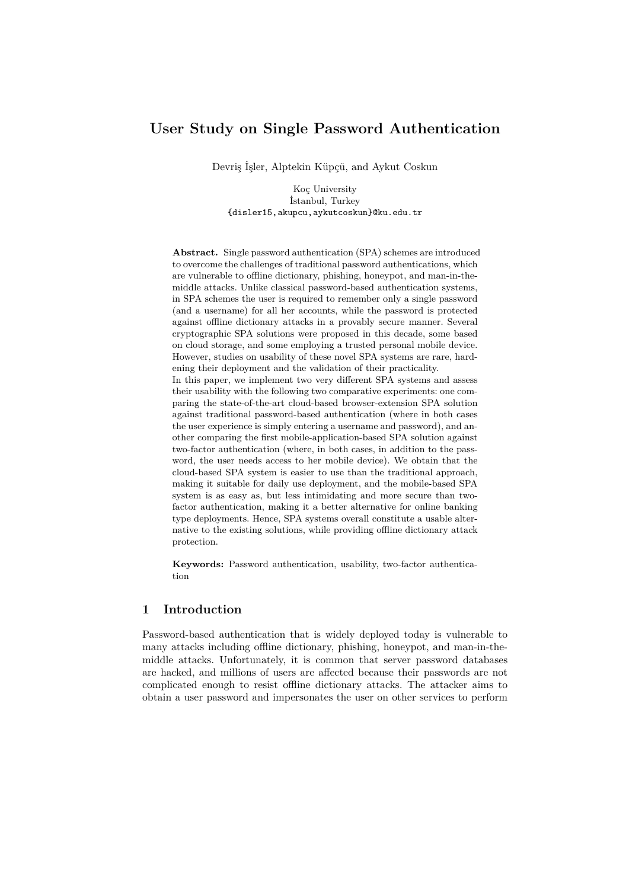# User Study on Single Password Authentication

Devriş İşler, Alptekin Küpçü, and Aykut Coskun

Koç University
İstanbul, Turkey
{disler15,akupcu,aykutcoskun}@ku.edu.tr

**Abstract.** Single password authentication (SPA) schemes are introduced to overcome the challenges of traditional password authentications, which are vulnerable to offline dictionary, phishing, honeypot, and man-in-the-middle attacks. Unlike classical password-based authentication systems, in SPA schemes the user is required to remember only a single password (and a username) for all her accounts, while the password is protected against offline dictionary attacks in a provably secure manner. Several cryptographic SPA solutions were proposed in this decade, some based on cloud storage, and some employing a trusted personal mobile device. However, studies on usability of these novel SPA systems are rare, hardening their deployment and the validation of their practicality.

In this paper, we implement two very different SPA systems and assess their usability with the following two comparative experiments: one comparing the state-of-the-art cloud-based browser-extension SPA solution against traditional password-based authentication (where in both cases the user experience is simply entering a username and password), and another comparing the first mobile-application-based SPA solution against two-factor authentication (where, in both cases, in addition to the password, the user needs access to her mobile device). We obtain that the cloud-based SPA system is easier to use than the traditional approach, making it suitable for daily use deployment, and the mobile-based SPA system is as easy as, but less intimidating and more secure than two-factor authentication, making it a better alternative for online banking type deployments. Hence, SPA systems overall constitute a usable alternative to the existing solutions, while providing offline dictionary attack protection.

**Keywords:** Password authentication, usability, two-factor authentication

## 1 Introduction

Password-based authentication that is widely deployed today is vulnerable to many attacks including offline dictionary, phishing, honeypot, and man-in-the-middle attacks. Unfortunately, it is common that server password databases are hacked, and millions of users are affected because their passwords are not complicated enough to resist offline dictionary attacks. The attacker aims to obtain a user password and impersonates the user on other services to perform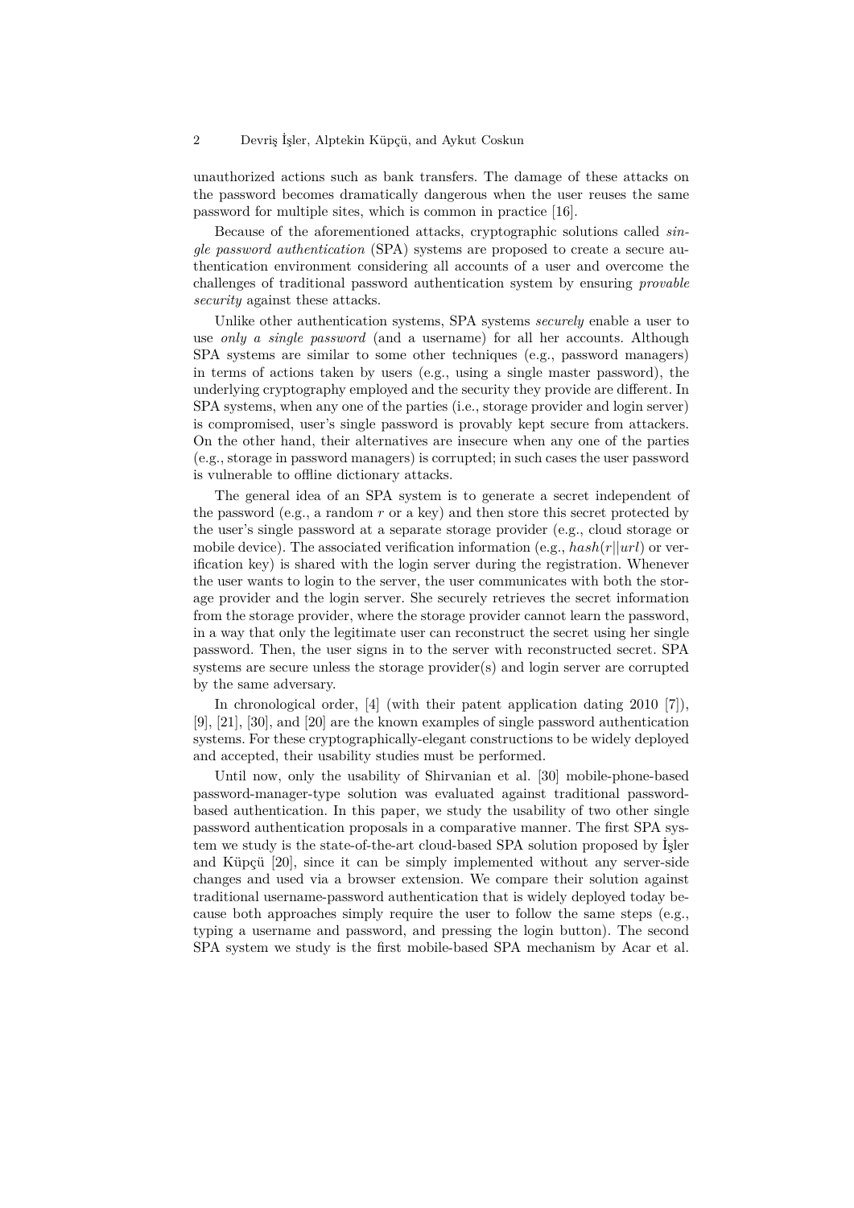unauthorized actions such as bank transfers. The damage of these attacks on the password becomes dramatically dangerous when the user reuses the same password for multiple sites, which is common in practice [16].

Because of the aforementioned attacks, cryptographic solutions called *single password authentication* (SPA) systems are proposed to create a secure authentication environment considering all accounts of a user and overcome the challenges of traditional password authentication system by ensuring *provable security* against these attacks.

Unlike other authentication systems, SPA systems *securely* enable a user to use *only a single password* (and a username) for all her accounts. Although SPA systems are similar to some other techniques (e.g., password managers) in terms of actions taken by users (e.g., using a single master password), the underlying cryptography employed and the security they provide are different. In SPA systems, when any one of the parties (i.e., storage provider and login server) is compromised, user's single password is provably kept secure from attackers. On the other hand, their alternatives are insecure when any one of the parties (e.g., storage in password managers) is corrupted; in such cases the user password is vulnerable to offline dictionary attacks.

The general idea of an SPA system is to generate a secret independent of the password (e.g., a random $r$ or a key) and then store this secret protected by the user's single password at a separate storage provider (e.g., cloud storage or mobile device). The associated verification information (e.g., $hash(r||url)$ or verification key) is shared with the login server during the registration. Whenever the user wants to login to the server, the user communicates with both the storage provider and the login server. She securely retrieves the secret information from the storage provider, where the storage provider cannot learn the password, in a way that only the legitimate user can reconstruct the secret using her single password. Then, the user signs in to the server with reconstructed secret. SPA systems are secure unless the storage provider(s) and login server are corrupted by the same adversary.

In chronological order, [4] (with their patent application dating 2010 [7]), [9], [21], [30], and [20] are the known examples of single password authentication systems. For these cryptographically-elegant constructions to be widely deployed and accepted, their usability studies must be performed.

Until now, only the usability of Shirvanian et al. [30] mobile-phone-based password-manager-type solution was evaluated against traditional password-based authentication. In this paper, we study the usability of two other single password authentication proposals in a comparative manner. The first SPA system we study is the state-of-the-art cloud-based SPA solution proposed by İşler and Küpçü [20], since it can be simply implemented without any server-side changes and used via a browser extension. We compare their solution against traditional username-password authentication that is widely deployed today because both approaches simply require the user to follow the same steps (e.g., typing a username and password, and pressing the login button). The second SPA system we study is the first mobile-based SPA mechanism by Acar et al.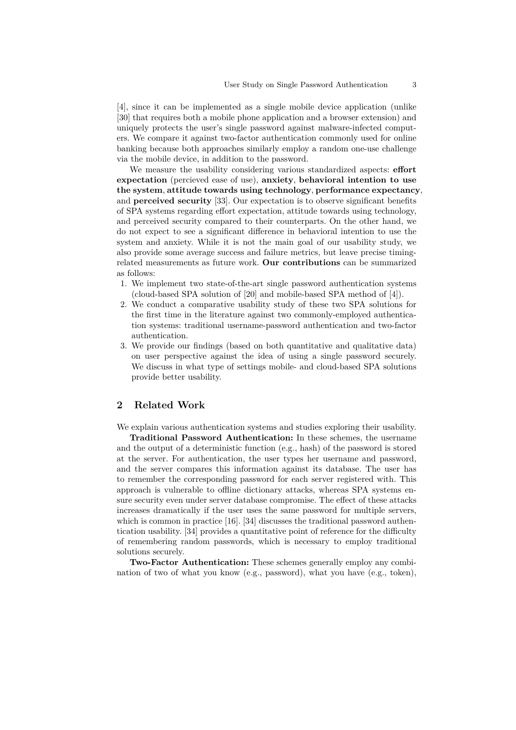[4], since it can be implemented as a single mobile device application (unlike [30] that requires both a mobile phone application and a browser extension) and uniquely protects the user's single password against malware-infected computers. We compare it against two-factor authentication commonly used for online banking because both approaches similarly employ a random one-use challenge via the mobile device, in addition to the password.

We measure the usability considering various standardized aspects: **effort expectation** (percieved ease of use), **anxiety**, **behavioral intention to use the system**, **attitude towards using technology**, **performance expectancy**, and **perceived security** [33]. Our expectation is to observe significant benefits of SPA systems regarding effort expectation, attitude towards using technology, and perceived security compared to their counterparts. On the other hand, we do not expect to see a significant difference in behavioral intention to use the system and anxiety. While it is not the main goal of our usability study, we also provide some average success and failure metrics, but leave precise timing-related measurements as future work. **Our contributions** can be summarized as follows:

1. We implement two state-of-the-art single password authentication systems (cloud-based SPA solution of [20] and mobile-based SPA method of [4]).
2. We conduct a comparative usability study of these two SPA solutions for the first time in the literature against two commonly-employed authentication systems: traditional username-password authentication and two-factor authentication.
3. We provide our findings (based on both quantitative and qualitative data) on user perspective against the idea of using a single password securely. We discuss in what type of settings mobile- and cloud-based SPA solutions provide better usability.

## 2 Related Work

We explain various authentication systems and studies exploring their usability.

**Traditional Password Authentication:** In these schemes, the username and the output of a deterministic function (e.g., hash) of the password is stored at the server. For authentication, the user types her username and password, and the server compares this information against its database. The user has to remember the corresponding password for each server registered with. This approach is vulnerable to offline dictionary attacks, whereas SPA systems ensure security even under server database compromise. The effect of these attacks increases dramatically if the user uses the same password for multiple servers, which is common in practice [16]. [34] discusses the traditional password authentication usability. [34] provides a quantitative point of reference for the difficulty of remembering random passwords, which is necessary to employ traditional solutions securely.

**Two-Factor Authentication:** These schemes generally employ any combination of two of what you know (e.g., password), what you have (e.g., token),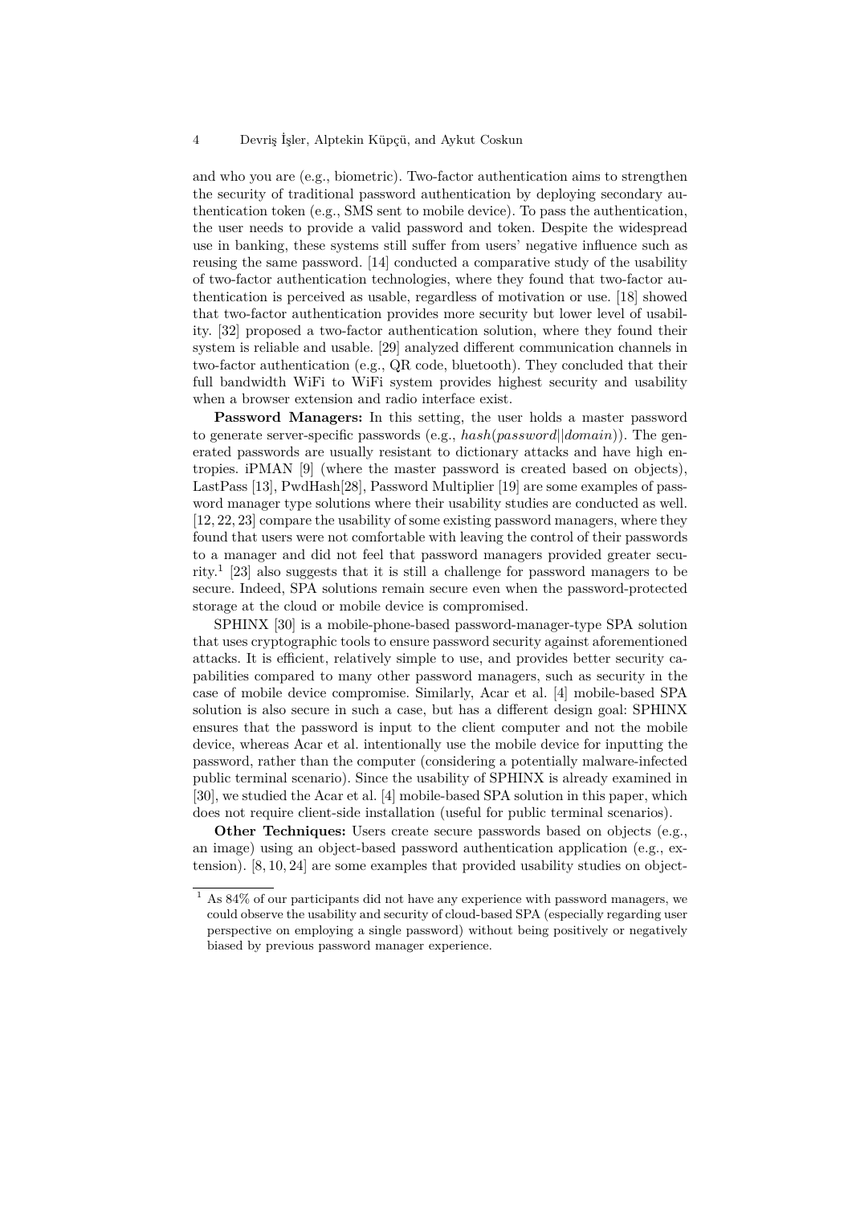and who you are (e.g., biometric). Two-factor authentication aims to strengthen the security of traditional password authentication by deploying secondary authentication token (e.g., SMS sent to mobile device). To pass the authentication, the user needs to provide a valid password and token. Despite the widespread use in banking, these systems still suffer from users' negative influence such as reusing the same password. [14] conducted a comparative study of the usability of two-factor authentication technologies, where they found that two-factor authentication is perceived as usable, regardless of motivation or use. [18] showed that two-factor authentication provides more security but lower level of usability. [32] proposed a two-factor authentication solution, where they found their system is reliable and usable. [29] analyzed different communication channels in two-factor authentication (e.g., QR code, bluetooth). They concluded that their full bandwidth WiFi to WiFi system provides highest security and usability when a browser extension and radio interface exist.

**Password Managers:** In this setting, the user holds a master password to generate server-specific passwords (e.g., $hash(password||domain)$). The generated passwords are usually resistant to dictionary attacks and have high entropies. iPMAN [9] (where the master password is created based on objects), LastPass [13], PwdHash[28], Password Multiplier [19] are some examples of password manager type solutions where their usability studies are conducted as well. [12, 22, 23] compare the usability of some existing password managers, where they found that users were not comfortable with leaving the control of their passwords to a manager and did not feel that password managers provided greater security.[1] [23] also suggests that it is still a challenge for password managers to be secure. Indeed, SPA solutions remain secure even when the password-protected storage at the cloud or mobile device is compromised.

SPHINX [30] is a mobile-phone-based password-manager-type SPA solution that uses cryptographic tools to ensure password security against aforementioned attacks. It is efficient, relatively simple to use, and provides better security capabilities compared to many other password managers, such as security in the case of mobile device compromise. Similarly, Acar et al. [4] mobile-based SPA solution is also secure in such a case, but has a different design goal: SPHINX ensures that the password is input to the client computer and not the mobile device, whereas Acar et al. intentionally use the mobile device for inputting the password, rather than the computer (considering a potentially malware-infected public terminal scenario). Since the usability of SPHINX is already examined in [30], we studied the Acar et al. [4] mobile-based SPA solution in this paper, which does not require client-side installation (useful for public terminal scenarios).

**Other Techniques:** Users create secure passwords based on objects (e.g., an image) using an object-based password authentication application (e.g., extension). [8, 10, 24] are some examples that provided usability studies on object-

[1] As 84% of our participants did not have any experience with password managers, we could observe the usability and security of cloud-based SPA (especially regarding user perspective on employing a single password) without being positively or negatively biased by previous password manager experience.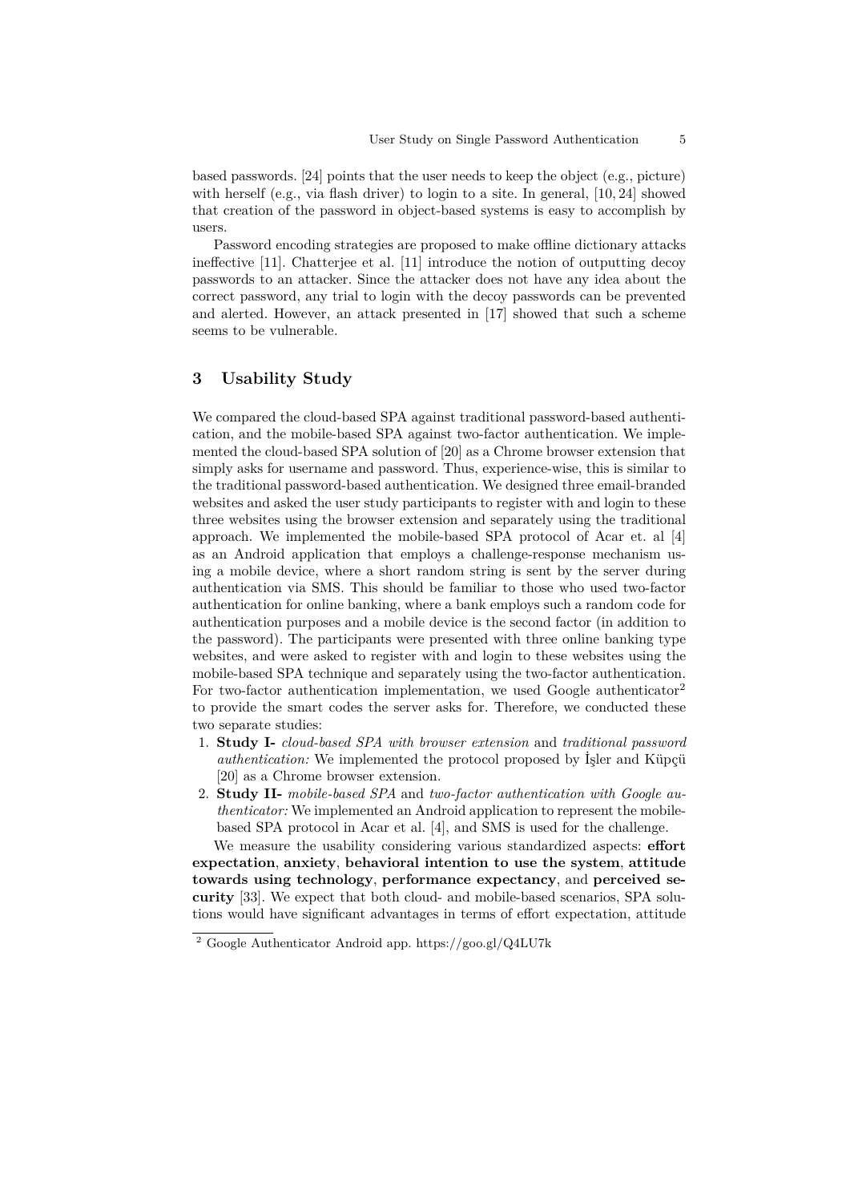based passwords. [24] points that the user needs to keep the object (e.g., picture) with herself (e.g., via flash driver) to login to a site. In general, [10, 24] showed that creation of the password in object-based systems is easy to accomplish by users.

Password encoding strategies are proposed to make offline dictionary attacks ineffective [11]. Chatterjee et al. [11] introduce the notion of outputting decoy passwords to an attacker. Since the attacker does not have any idea about the correct password, any trial to login with the decoy passwords can be prevented and alerted. However, an attack presented in [17] showed that such a scheme seems to be vulnerable.

## 3 Usability Study

We compared the cloud-based SPA against traditional password-based authentication, and the mobile-based SPA against two-factor authentication. We implemented the cloud-based SPA solution of [20] as a Chrome browser extension that simply asks for username and password. Thus, experience-wise, this is similar to the traditional password-based authentication. We designed three email-branded websites and asked the user study participants to register with and login to these three websites using the browser extension and separately using the traditional approach. We implemented the mobile-based SPA protocol of Acar et. al [4] as an Android application that employs a challenge-response mechanism using a mobile device, where a short random string is sent by the server during authentication via SMS. This should be familiar to those who used two-factor authentication for online banking, where a bank employs such a random code for authentication purposes and a mobile device is the second factor (in addition to the password). The participants were presented with three online banking type websites, and were asked to register with and login to these websites using the mobile-based SPA technique and separately using the two-factor authentication. For two-factor authentication implementation, we used Google authenticator[2] to provide the smart codes the server asks for. Therefore, we conducted these two separate studies:

1. **Study I-** *cloud-based SPA with browser extension* and *traditional password authentication:* We implemented the protocol proposed by İşler and Küpçü [20] as a Chrome browser extension.
2. **Study II-** *mobile-based SPA* and *two-factor authentication with Google authenticator:* We implemented an Android application to represent the mobile-based SPA protocol in Acar et al. [4], and SMS is used for the challenge.

We measure the usability considering various standardized aspects: **effort expectation**, **anxiety**, **behavioral intention to use the system**, **attitude towards using technology**, **performance expectancy**, and **perceived security** [33]. We expect that both cloud- and mobile-based scenarios, SPA solutions would have significant advantages in terms of effort expectation, attitude

[2] Google Authenticator Android app. https://goo.gl/Q4LU7k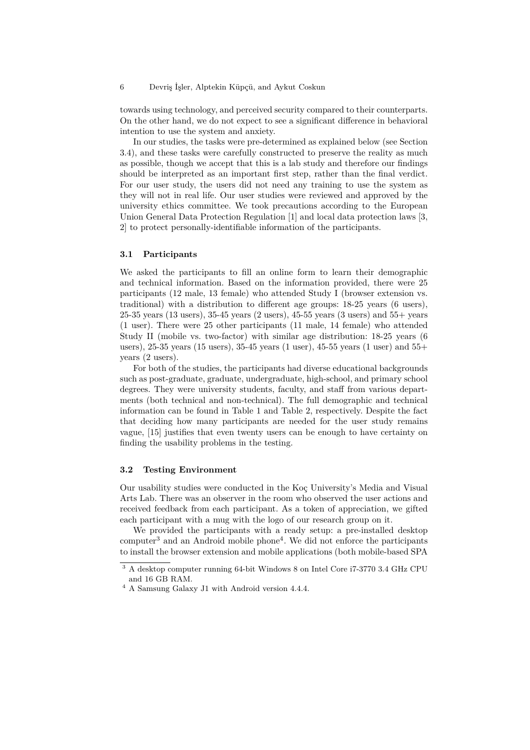towards using technology, and perceived security compared to their counterparts. On the other hand, we do not expect to see a significant difference in behavioral intention to use the system and anxiety.

In our studies, the tasks were pre-determined as explained below (see Section 3.4), and these tasks were carefully constructed to preserve the reality as much as possible, though we accept that this is a lab study and therefore our findings should be interpreted as an important first step, rather than the final verdict. For our user study, the users did not need any training to use the system as they will not in real life. Our user studies were reviewed and approved by the university ethics committee. We took precautions according to the European Union General Data Protection Regulation [1] and local data protection laws [3, 2] to protect personally-identifiable information of the participants.

### 3.1 Participants

We asked the participants to fill an online form to learn their demographic and technical information. Based on the information provided, there were 25 participants (12 male, 13 female) who attended Study I (browser extension vs. traditional) with a distribution to different age groups: 18-25 years (6 users), 25-35 years (13 users), 35-45 years (2 users), 45-55 years (3 users) and 55+ years (1 user). There were 25 other participants (11 male, 14 female) who attended Study II (mobile vs. two-factor) with similar age distribution: 18-25 years (6 users), 25-35 years (15 users), 35-45 years (1 user), 45-55 years (1 user) and 55+ years (2 users).

For both of the studies, the participants had diverse educational backgrounds such as post-graduate, graduate, undergraduate, high-school, and primary school degrees. They were university students, faculty, and staff from various departments (both technical and non-technical). The full demographic and technical information can be found in Table 1 and Table 2, respectively. Despite the fact that deciding how many participants are needed for the user study remains vague, [15] justifies that even twenty users can be enough to have certainty on finding the usability problems in the testing.

### 3.2 Testing Environment

Our usability studies were conducted in the Koç University's Media and Visual Arts Lab. There was an observer in the room who observed the user actions and received feedback from each participant. As a token of appreciation, we gifted each participant with a mug with the logo of our research group on it.

We provided the participants with a ready setup: a pre-installed desktop computer[3] and an Android mobile phone[4]. We did not enforce the participants to install the browser extension and mobile applications (both mobile-based SPA

[3] A desktop computer running 64-bit Windows 8 on Intel Core i7-3770 3.4 GHz CPU and 16 GB RAM.

[4] A Samsung Galaxy J1 with Android version 4.4.4.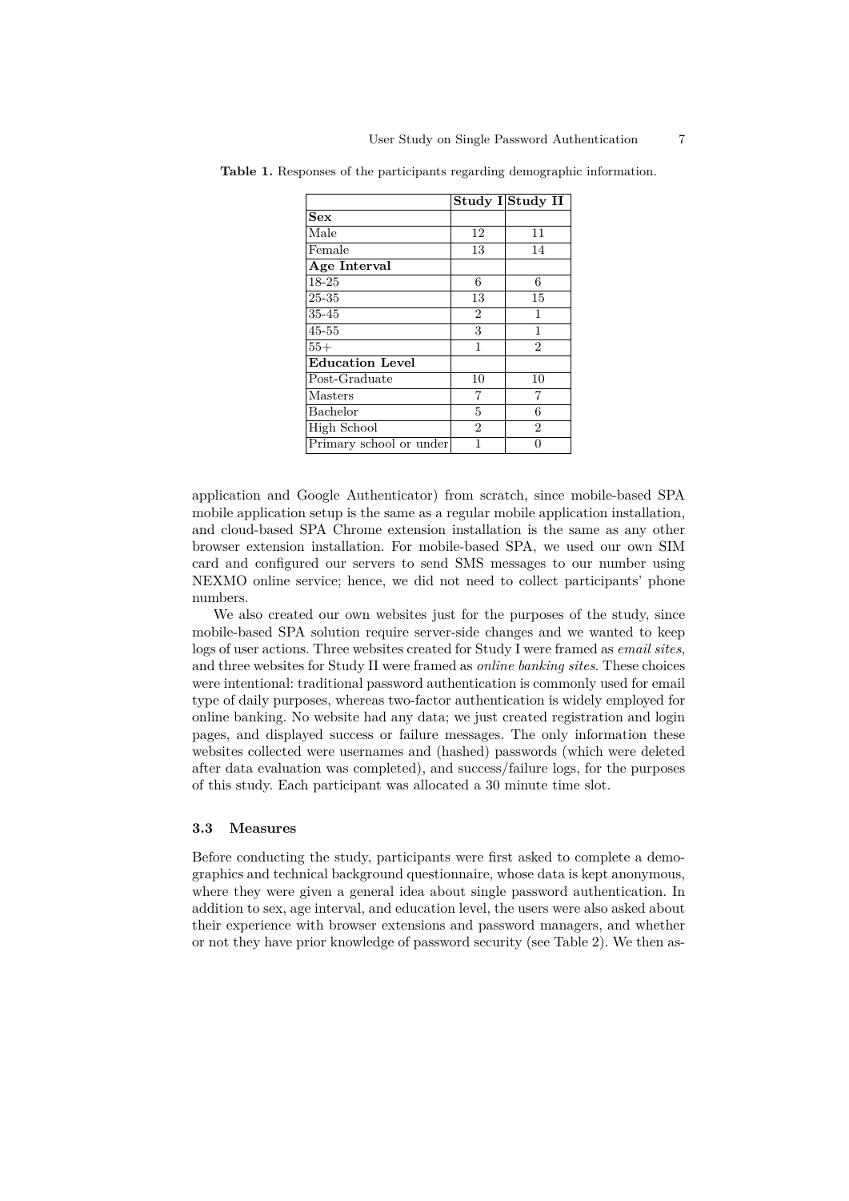**Table 1.** Responses of the participants regarding demographic information.

| | **Study I** | **Study II** |
|---|---|---|
| **Sex** | | |
| Male | 12 | 11 |
| Female | 13 | 14 |
| **Age Interval** | | |
| 18-25 | 6 | 6 |
| 25-35 | 13 | 15 |
| 35-45 | 2 | 1 |
| 45-55 | 3 | 1 |
| 55+ | 1 | 2 |
| **Education Level** | | |
| Post-Graduate | 10 | 10 |
| Masters | 7 | 7 |
| Bachelor | 5 | 6 |
| High School | 2 | 2 |
| Primary school or under | 1 | 0 |

application and Google Authenticator) from scratch, since mobile-based SPA mobile application setup is the same as a regular mobile application installation, and cloud-based SPA Chrome extension installation is the same as any other browser extension installation. For mobile-based SPA, we used our own SIM card and configured our servers to send SMS messages to our number using NEXMO online service; hence, we did not need to collect participants' phone numbers.

We also created our own websites just for the purposes of the study, since mobile-based SPA solution require server-side changes and we wanted to keep logs of user actions. Three websites created for Study I were framed as *email sites*, and three websites for Study II were framed as *online banking sites*. These choices were intentional: traditional password authentication is commonly used for email type of daily purposes, whereas two-factor authentication is widely employed for online banking. No website had any data; we just created registration and login pages, and displayed success or failure messages. The only information these websites collected were usernames and (hashed) passwords (which were deleted after data evaluation was completed), and success/failure logs, for the purposes of this study. Each participant was allocated a 30 minute time slot.

### 3.3 Measures

Before conducting the study, participants were first asked to complete a demographics and technical background questionnaire, whose data is kept anonymous, where they were given a general idea about single password authentication. In addition to sex, age interval, and education level, the users were also asked about their experience with browser extensions and password managers, and whether or not they have prior knowledge of password security (see Table 2). We then as-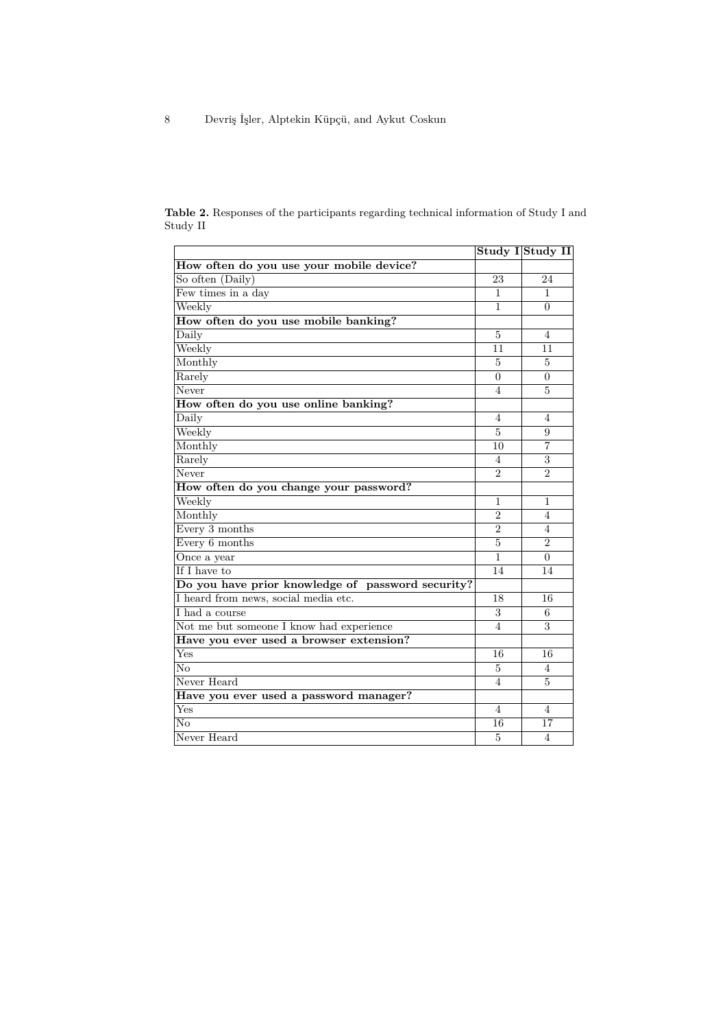**Table 2.** Responses of the participants regarding technical information of Study I and Study II

| | Study I | Study II |
|---|---|---|
| **How often do you use your mobile device?** | | |
| So often (Daily) | 23 | 24 |
| Few times in a day | 1 | 1 |
| Weekly | 1 | 0 |
| **How often do you use mobile banking?** | | |
| Daily | 5 | 4 |
| Weekly | 11 | 11 |
| Monthly | 5 | 5 |
| Rarely | 0 | 0 |
| Never | 4 | 5 |
| **How often do you use online banking?** | | |
| Daily | 4 | 4 |
| Weekly | 5 | 9 |
| Monthly | 10 | 7 |
| Rarely | 4 | 3 |
| Never | 2 | 2 |
| **How often do you change your password?** | | |
| Weekly | 1 | 1 |
| Monthly | 2 | 4 |
| Every 3 months | 2 | 4 |
| Every 6 months | 5 | 2 |
| Once a year | 1 | 0 |
| If I have to | 14 | 14 |
| **Do you have prior knowledge of password security?** | | |
| I heard from news, social media etc. | 18 | 16 |
| I had a course | 3 | 6 |
| Not me but someone I know had experience | 4 | 3 |
| **Have you ever used a browser extension?** | | |
| Yes | 16 | 16 |
| No | 5 | 4 |
| Never Heard | 4 | 5 |
| **Have you ever used a password manager?** | | |
| Yes | 4 | 4 |
| No | 16 | 17 |
| Never Heard | 5 | 4 |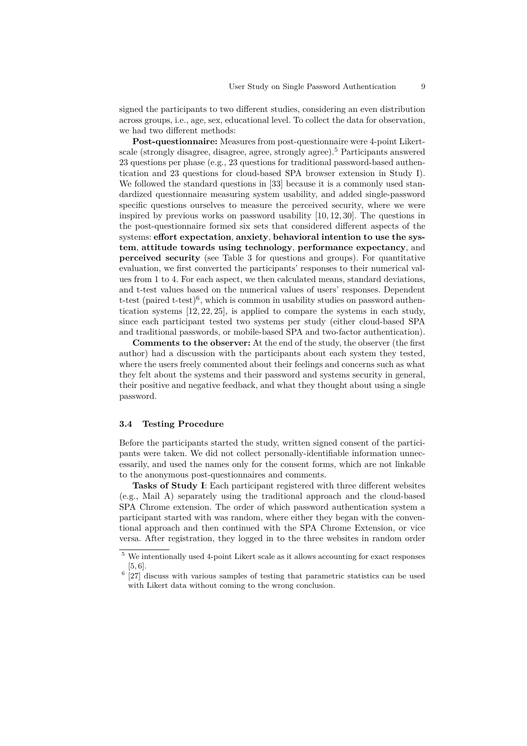signed the participants to two different studies, considering an even distribution across groups, i.e., age, sex, educational level. To collect the data for observation, we had two different methods:

**Post-questionnaire:** Measures from post-questionnaire were 4-point Likert-scale (strongly disagree, disagree, agree, strongly agree).[5] Participants answered 23 questions per phase (e.g., 23 questions for traditional password-based authentication and 23 questions for cloud-based SPA browser extension in Study I). We followed the standard questions in [33] because it is a commonly used standardized questionnaire measuring system usability, and added single-password specific questions ourselves to measure the perceived security, where we were inspired by previous works on password usability [10, 12, 30]. The questions in the post-questionnaire formed six sets that considered different aspects of the systems: **effort expectation**, **anxiety**, **behavioral intention to use the system**, **attitude towards using technology**, **performance expectancy**, and **perceived security** (see Table 3 for questions and groups). For quantitative evaluation, we first converted the participants' responses to their numerical values from 1 to 4. For each aspect, we then calculated means, standard deviations, and t-test values based on the numerical values of users' responses. Dependent t-test (paired t-test)[6], which is common in usability studies on password authentication systems [12, 22, 25], is applied to compare the systems in each study, since each participant tested two systems per study (either cloud-based SPA and traditional passwords, or mobile-based SPA and two-factor authentication).

**Comments to the observer:** At the end of the study, the observer (the first author) had a discussion with the participants about each system they tested, where the users freely commented about their feelings and concerns such as what they felt about the systems and their password and systems security in general, their positive and negative feedback, and what they thought about using a single password.

### 3.4 Testing Procedure

Before the participants started the study, written signed consent of the participants were taken. We did not collect personally-identifiable information unnecessarily, and used the names only for the consent forms, which are not linkable to the anonymous post-questionnaires and comments.

**Tasks of Study I**: Each participant registered with three different websites (e.g., Mail A) separately using the traditional approach and the cloud-based SPA Chrome extension. The order of which password authentication system a participant started with was random, where either they began with the conventional approach and then continued with the SPA Chrome Extension, or vice versa. After registration, they logged in to the three websites in random order

---

[5] We intentionally used 4-point Likert scale as it allows accounting for exact responses [5, 6].

[6] [27] discuss with various samples of testing that parametric statistics can be used with Likert data without coming to the wrong conclusion.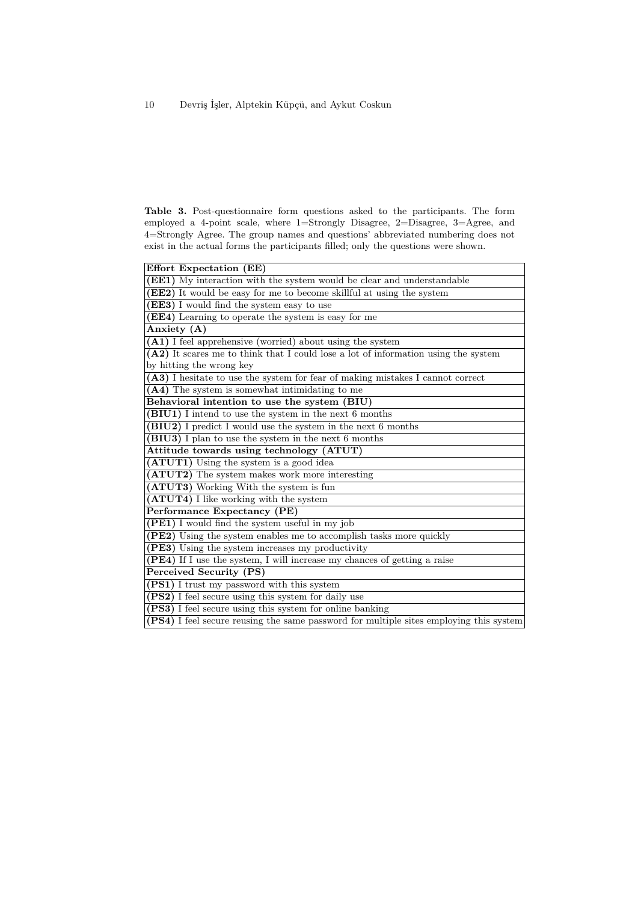**Table 3.** Post-questionnaire form questions asked to the participants. The form employed a 4-point scale, where 1=Strongly Disagree, 2=Disagree, 3=Agree, and 4=Strongly Agree. The group names and questions' abbreviated numbering does not exist in the actual forms the participants filled; only the questions were shown.

| **Effort Expectation (EE)** |
|---|
| **(EE1)** My interaction with the system would be clear and understandable |
| **(EE2)** It would be easy for me to become skillful at using the system |
| **(EE3)** I would find the system easy to use |
| **(EE4)** Learning to operate the system is easy for me |
| **Anxiety (A)** |
| **(A1)** I feel apprehensive (worried) about using the system |
| **(A2)** It scares me to think that I could lose a lot of information using the system by hitting the wrong key |
| **(A3)** I hesitate to use the system for fear of making mistakes I cannot correct |
| **(A4)** The system is somewhat intimidating to me |
| **Behavioral intention to use the system (BIU)** |
| **(BIU1)** I intend to use the system in the next 6 months |
| **(BIU2)** I predict I would use the system in the next 6 months |
| **(BIU3)** I plan to use the system in the next 6 months |
| **Attitude towards using technology (ATUT)** |
| **(ATUT1)** Using the system is a good idea |
| **(ATUT2)** The system makes work more interesting |
| **(ATUT3)** Working With the system is fun |
| **(ATUT4)** I like working with the system |
| **Performance Expectancy (PE)** |
| **(PE1)** I would find the system useful in my job |
| **(PE2)** Using the system enables me to accomplish tasks more quickly |
| **(PE3)** Using the system increases my productivity |
| **(PE4)** If I use the system, I will increase my chances of getting a raise |
| **Perceived Security (PS)** |
| **(PS1)** I trust my password with this system |
| **(PS2)** I feel secure using this system for daily use |
| **(PS3)** I feel secure using this system for online banking |
| **(PS4)** I feel secure reusing the same password for multiple sites employing this system |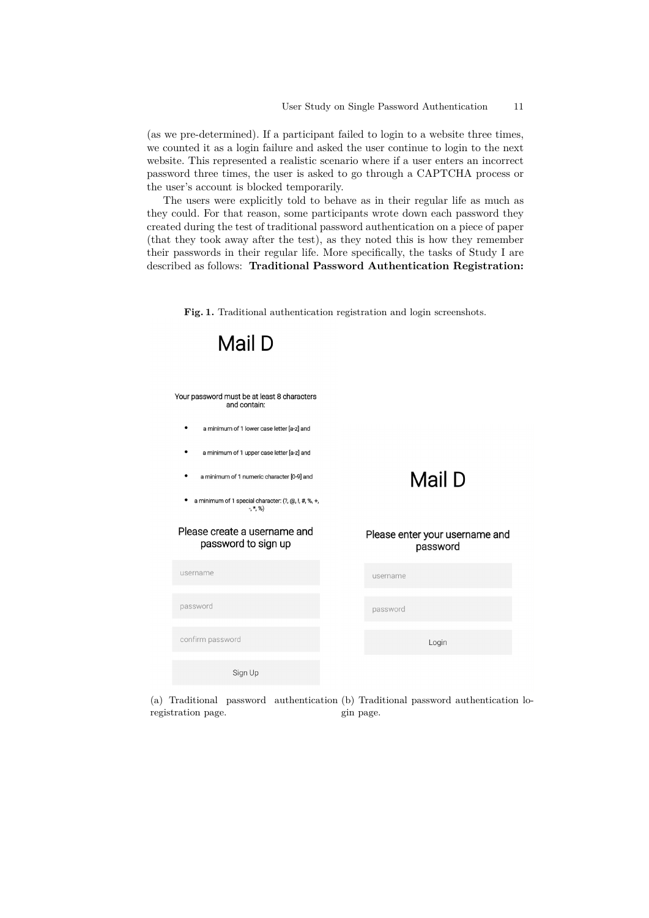(as we pre-determined). If a participant failed to login to a website three times, we counted it as a login failure and asked the user continue to login to the next website. This represented a realistic scenario where if a user enters an incorrect password three times, the user is asked to go through a CAPTCHA process or the user's account is blocked temporarily.

The users were explicitly told to behave as in their regular life as much as they could. For that reason, some participants wrote down each password they created during the test of traditional password authentication on a piece of paper (that they took away after the test), as they noted this is how they remember their passwords in their regular life. More specifically, the tasks of Study I are described as follows: **Traditional Password Authentication Registration:**

**Fig. 1.** Traditional authentication registration and login screenshots.

Mail D

Your password must be at least 8 characters and contain:

- a minimum of 1 lower case letter [a-z] and
- a minimum of 1 upper case letter [a-z] and
- a minimum of 1 numeric character [0-9] and
- a minimum of 1 special character: (?, @, !, #, %, +, -, *, %)

Please create a username and password to sign up

username

password

confirm password

Sign Up

(a) Traditional password authentication registration page.

Mail D

Please enter your username and password

username

password

Login

(b) Traditional password authentication login page.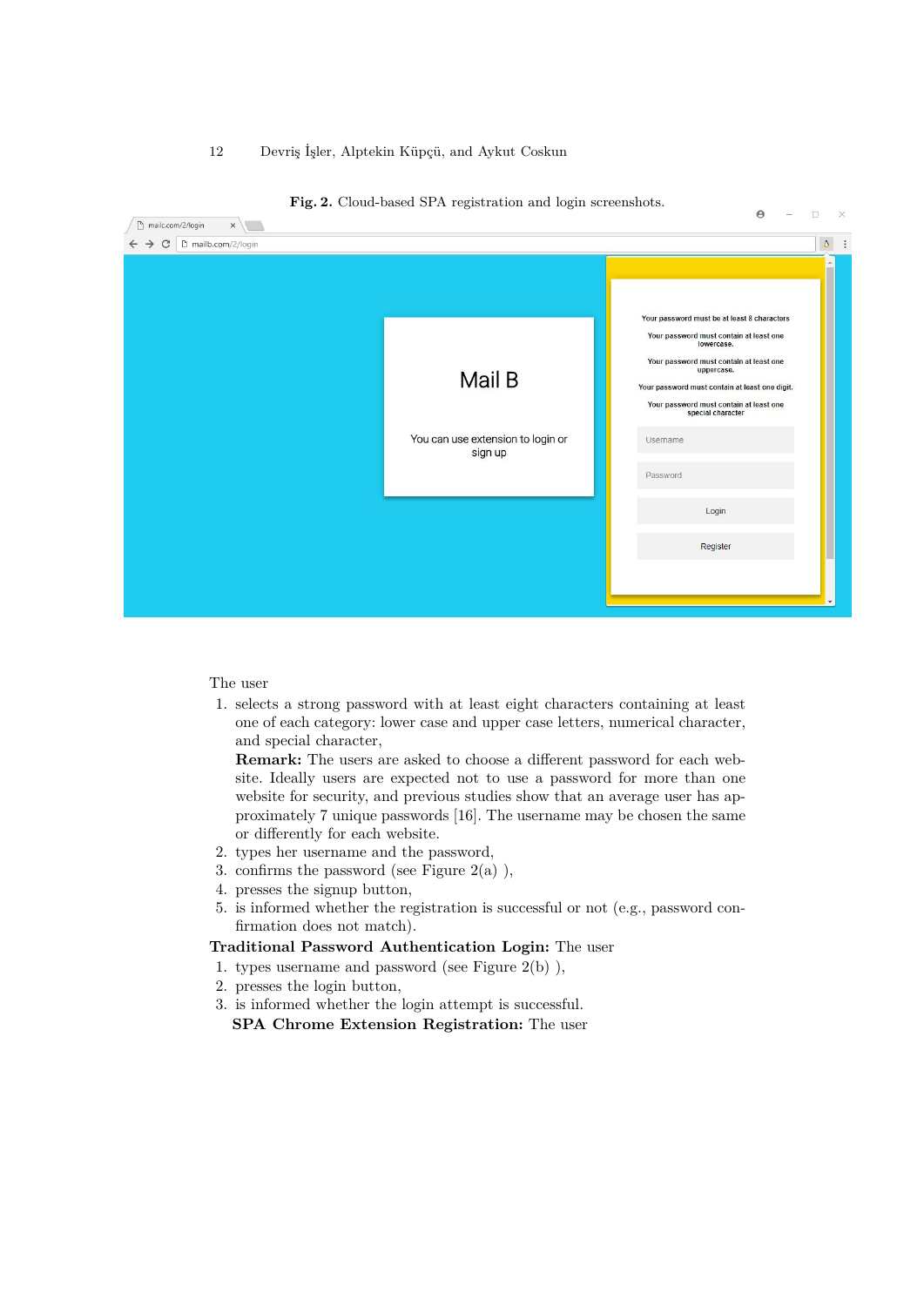**Fig. 2.** Cloud-based SPA registration and login screenshots.

The user

1. selects a strong password with at least eight characters containing at least one of each category: lower case and upper case letters, numerical character, and special character,
   **Remark:** The users are asked to choose a different password for each website. Ideally users are expected not to use a password for more than one website for security, and previous studies show that an average user has approximately 7 unique passwords [16]. The username may be chosen the same or differently for each website.
2. types her username and the password,
3. confirms the password (see Figure 2(a) ),
4. presses the signup button,
5. is informed whether the registration is successful or not (e.g., password confirmation does not match).

**Traditional Password Authentication Login:** The user

1. types username and password (see Figure 2(b) ),
2. presses the login button,
3. is informed whether the login attempt is successful.

**SPA Chrome Extension Registration:** The user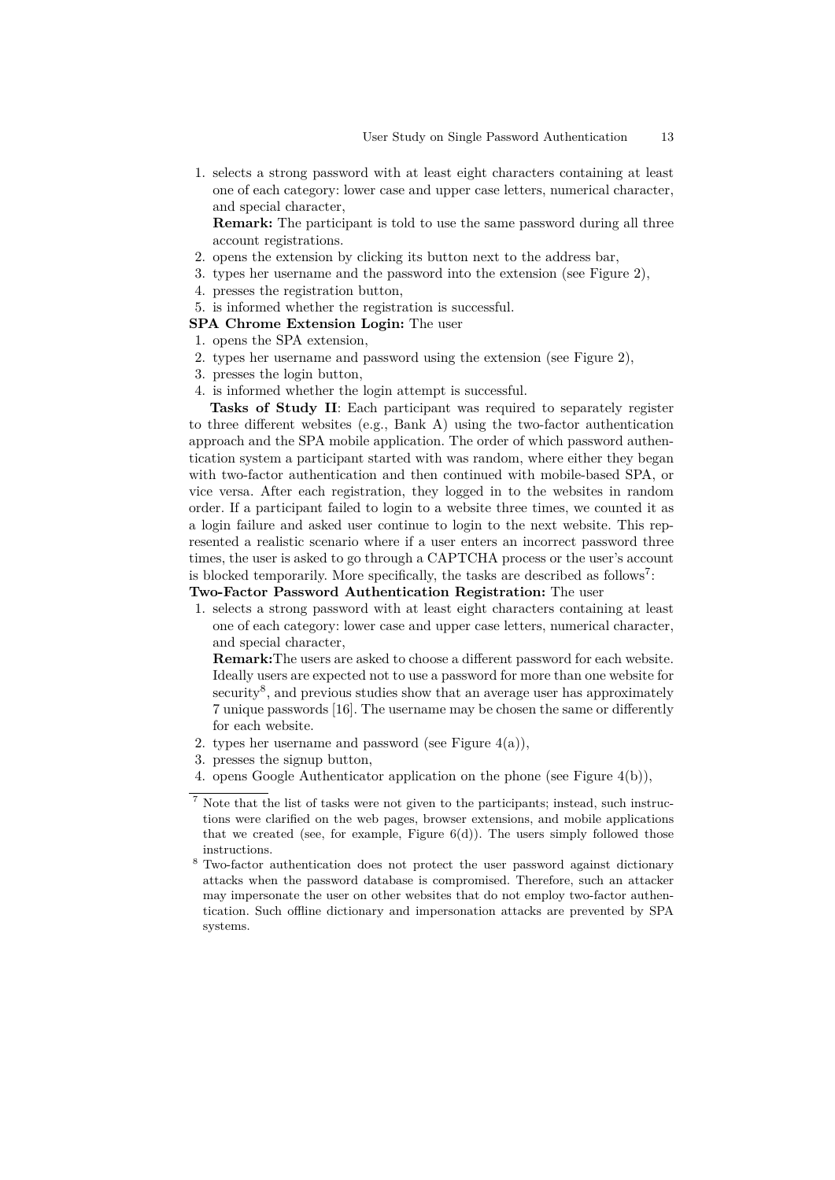1. selects a strong password with at least eight characters containing at least one of each category: lower case and upper case letters, numerical character, and special character,

   **Remark:** The participant is told to use the same password during all three account registrations.
2. opens the extension by clicking its button next to the address bar,
3. types her username and the password into the extension (see Figure 2),
4. presses the registration button,
5. is informed whether the registration is successful.

**SPA Chrome Extension Login:** The user

1. opens the SPA extension,
2. types her username and password using the extension (see Figure 2),
3. presses the login button,
4. is informed whether the login attempt is successful.

**Tasks of Study II**: Each participant was required to separately register to three different websites (e.g., Bank A) using the two-factor authentication approach and the SPA mobile application. The order of which password authentication system a participant started with was random, where either they began with two-factor authentication and then continued with mobile-based SPA, or vice versa. After each registration, they logged in to the websites in random order. If a participant failed to login to a website three times, we counted it as a login failure and asked user continue to login to the next website. This represented a realistic scenario where if a user enters an incorrect password three times, the user is asked to go through a CAPTCHA process or the user's account is blocked temporarily. More specifically, the tasks are described as follows[7]:

**Two-Factor Password Authentication Registration:** The user

1. selects a strong password with at least eight characters containing at least one of each category: lower case and upper case letters, numerical character, and special character,

   **Remark:**The users are asked to choose a different password for each website. Ideally users are expected not to use a password for more than one website for security[8], and previous studies show that an average user has approximately 7 unique passwords [16]. The username may be chosen the same or differently for each website.
2. types her username and password (see Figure 4(a)),
3. presses the signup button,
4. opens Google Authenticator application on the phone (see Figure 4(b)),

---

[7] Note that the list of tasks were not given to the participants; instead, such instructions were clarified on the web pages, browser extensions, and mobile applications that we created (see, for example, Figure 6(d)). The users simply followed those instructions.

[8] Two-factor authentication does not protect the user password against dictionary attacks when the password database is compromised. Therefore, such an attacker may impersonate the user on other websites that do not employ two-factor authentication. Such offline dictionary and impersonation attacks are prevented by SPA systems.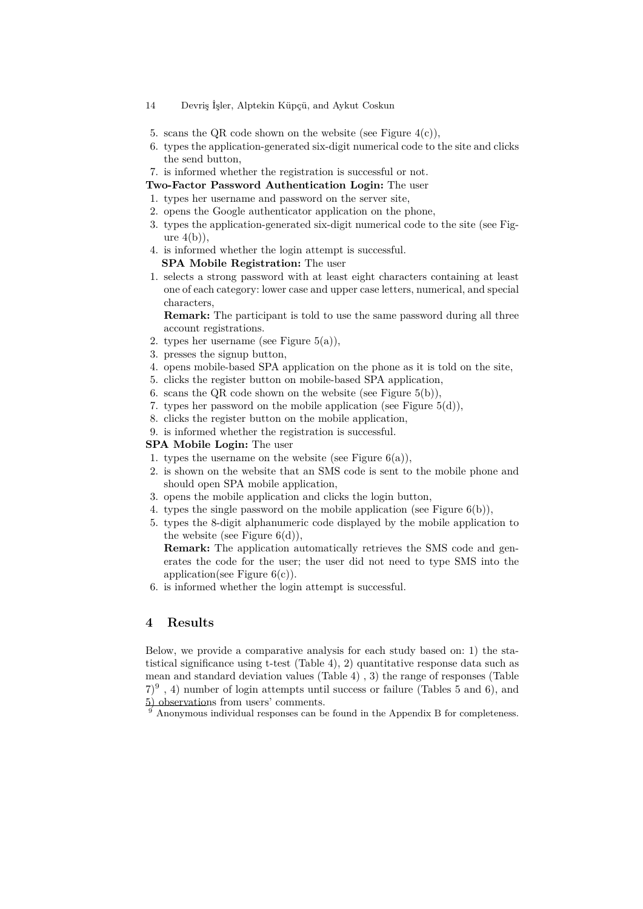5. scans the QR code shown on the website (see Figure 4(c)),
6. types the application-generated six-digit numerical code to the site and clicks the send button,
7. is informed whether the registration is successful or not.

**Two-Factor Password Authentication Login:** The user

1. types her username and password on the server site,
2. opens the Google authenticator application on the phone,
3. types the application-generated six-digit numerical code to the site (see Figure 4(b)),
4. is informed whether the login attempt is successful.

**SPA Mobile Registration:** The user

1. selects a strong password with at least eight characters containing at least one of each category: lower case and upper case letters, numerical, and special characters,

   **Remark:** The participant is told to use the same password during all three account registrations.
2. types her username (see Figure 5(a)),
3. presses the signup button,
4. opens mobile-based SPA application on the phone as it is told on the site,
5. clicks the register button on mobile-based SPA application,
6. scans the QR code shown on the website (see Figure 5(b)),
7. types her password on the mobile application (see Figure 5(d)),
8. clicks the register button on the mobile application,
9. is informed whether the registration is successful.

**SPA Mobile Login:** The user

1. types the username on the website (see Figure 6(a)),
2. is shown on the website that an SMS code is sent to the mobile phone and should open SPA mobile application,
3. opens the mobile application and clicks the login button,
4. types the single password on the mobile application (see Figure 6(b)),
5. types the 8-digit alphanumeric code displayed by the mobile application to the website (see Figure 6(d)),

   **Remark:** The application automatically retrieves the SMS code and generates the code for the user; the user did not need to type SMS into the application(see Figure 6(c)).
6. is informed whether the login attempt is successful.

## 4 Results

Below, we provide a comparative analysis for each study based on: 1) the statistical significance using t-test (Table 4), 2) quantitative response data such as mean and standard deviation values (Table 4) , 3) the range of responses (Table 7)[9] , 4) number of login attempts until success or failure (Tables 5 and 6), and 5) observations from users' comments.

[9] Anonymous individual responses can be found in the Appendix B for completeness.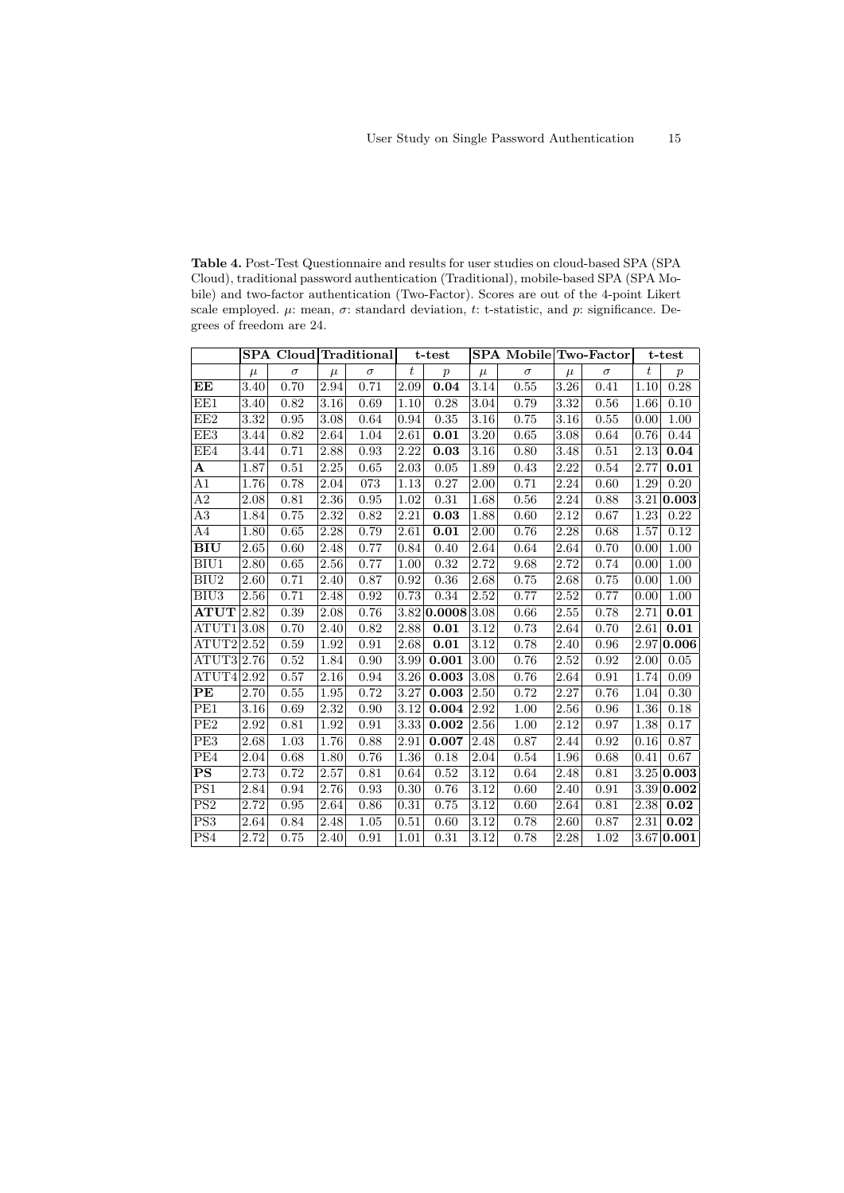**Table 4.** Post-Test Questionnaire and results for user studies on cloud-based SPA (SPA Cloud), traditional password authentication (Traditional), mobile-based SPA (SPA Mobile) and two-factor authentication (Two-Factor). Scores are out of the 4-point Likert scale employed. $\mu$: mean, $\sigma$: standard deviation, $t$: t-statistic, and $p$: significance. Degrees of freedom are 24.

| | **SPA Cloud** | | **Traditional** | | **t-test** | | **SPA Mobile** | | **Two-Factor** | | **t-test** | |
|---|---|---|---|---|---|---|---|---|---|---|---|---|
| | $\mu$ | $\sigma$ | $\mu$ | $\sigma$ | $t$ | $p$ | $\mu$ | $\sigma$ | $\mu$ | $\sigma$ | $t$ | $p$ |
| **EE** | 3.40 | 0.70 | 2.94 | 0.71 | 2.09 | **0.04** | 3.14 | 0.55 | 3.26 | 0.41 | 1.10 | 0.28 |
| EE1 | 3.40 | 0.82 | 3.16 | 0.69 | 1.10 | 0.28 | 3.04 | 0.79 | 3.32 | 0.56 | 1.66 | 0.10 |
| EE2 | 3.32 | 0.95 | 3.08 | 0.64 | 0.94 | 0.35 | 3.16 | 0.75 | 3.16 | 0.55 | 0.00 | 1.00 |
| EE3 | 3.44 | 0.82 | 2.64 | 1.04 | 2.61 | **0.01** | 3.20 | 0.65 | 3.08 | 0.64 | 0.76 | 0.44 |
| EE4 | 3.44 | 0.71 | 2.88 | 0.93 | 2.22 | **0.03** | 3.16 | 0.80 | 3.48 | 0.51 | 2.13 | **0.04** |
| **A** | 1.87 | 0.51 | 2.25 | 0.65 | 2.03 | 0.05 | 1.89 | 0.43 | 2.22 | 0.54 | 2.77 | **0.01** |
| A1 | 1.76 | 0.78 | 2.04 | 073 | 1.13 | 0.27 | 2.00 | 0.71 | 2.24 | 0.60 | 1.29 | 0.20 |
| A2 | 2.08 | 0.81 | 2.36 | 0.95 | 1.02 | 0.31 | 1.68 | 0.56 | 2.24 | 0.88 | 3.21 | **0.003** |
| A3 | 1.84 | 0.75 | 2.32 | 0.82 | 2.21 | **0.03** | 1.88 | 0.60 | 2.12 | 0.67 | 1.23 | 0.22 |
| A4 | 1.80 | 0.65 | 2.28 | 0.79 | 2.61 | **0.01** | 2.00 | 0.76 | 2.28 | 0.68 | 1.57 | 0.12 |
| **BIU** | 2.65 | 0.60 | 2.48 | 0.77 | 0.84 | 0.40 | 2.64 | 0.64 | 2.64 | 0.70 | 0.00 | 1.00 |
| BIU1 | 2.80 | 0.65 | 2.56 | 0.77 | 1.00 | 0.32 | 2.72 | 9.68 | 2.72 | 0.74 | 0.00 | 1.00 |
| BIU2 | 2.60 | 0.71 | 2.40 | 0.87 | 0.92 | 0.36 | 2.68 | 0.75 | 2.68 | 0.75 | 0.00 | 1.00 |
| BIU3 | 2.56 | 0.71 | 2.48 | 0.92 | 0.73 | 0.34 | 2.52 | 0.77 | 2.52 | 0.77 | 0.00 | 1.00 |
| **ATUT** | 2.82 | 0.39 | 2.08 | 0.76 | 3.82 | **0.0008** | 3.08 | 0.66 | 2.55 | 0.78 | 2.71 | **0.01** |
| ATUT1 | 3.08 | 0.70 | 2.40 | 0.82 | 2.88 | **0.01** | 3.12 | 0.73 | 2.64 | 0.70 | 2.61 | **0.01** |
| ATUT2 | 2.52 | 0.59 | 1.92 | 0.91 | 2.68 | **0.01** | 3.12 | 0.78 | 2.40 | 0.96 | 2.97 | **0.006** |
| ATUT3 | 2.76 | 0.52 | 1.84 | 0.90 | 3.99 | **0.001** | 3.00 | 0.76 | 2.52 | 0.92 | 2.00 | 0.05 |
| ATUT4 | 2.92 | 0.57 | 2.16 | 0.94 | 3.26 | **0.003** | 3.08 | 0.76 | 2.64 | 0.91 | 1.74 | 0.09 |
| **PE** | 2.70 | 0.55 | 1.95 | 0.72 | 3.27 | **0.003** | 2.50 | 0.72 | 2.27 | 0.76 | 1.04 | 0.30 |
| PE1 | 3.16 | 0.69 | 2.32 | 0.90 | 3.12 | **0.004** | 2.92 | 1.00 | 2.56 | 0.96 | 1.36 | 0.18 |
| PE2 | 2.92 | 0.81 | 1.92 | 0.91 | 3.33 | **0.002** | 2.56 | 1.00 | 2.12 | 0.97 | 1.38 | 0.17 |
| PE3 | 2.68 | 1.03 | 1.76 | 0.88 | 2.91 | **0.007** | 2.48 | 0.87 | 2.44 | 0.92 | 0.16 | 0.87 |
| PE4 | 2.04 | 0.68 | 1.80 | 0.76 | 1.36 | 0.18 | 2.04 | 0.54 | 1.96 | 0.68 | 0.41 | 0.67 |
| **PS** | 2.73 | 0.72 | 2.57 | 0.81 | 0.64 | 0.52 | 3.12 | 0.64 | 2.48 | 0.81 | 3.25 | **0.003** |
| PS1 | 2.84 | 0.94 | 2.76 | 0.93 | 0.30 | 0.76 | 3.12 | 0.60 | 2.40 | 0.91 | 3.39 | **0.002** |
| PS2 | 2.72 | 0.95 | 2.64 | 0.86 | 0.31 | 0.75 | 3.12 | 0.60 | 2.64 | 0.81 | 2.38 | **0.02** |
| PS3 | 2.64 | 0.84 | 2.48 | 1.05 | 0.51 | 0.60 | 3.12 | 0.78 | 2.60 | 0.87 | 2.31 | **0.02** |
| PS4 | 2.72 | 0.75 | 2.40 | 0.91 | 1.01 | 0.31 | 3.12 | 0.78 | 2.28 | 1.02 | 3.67 | **0.001** |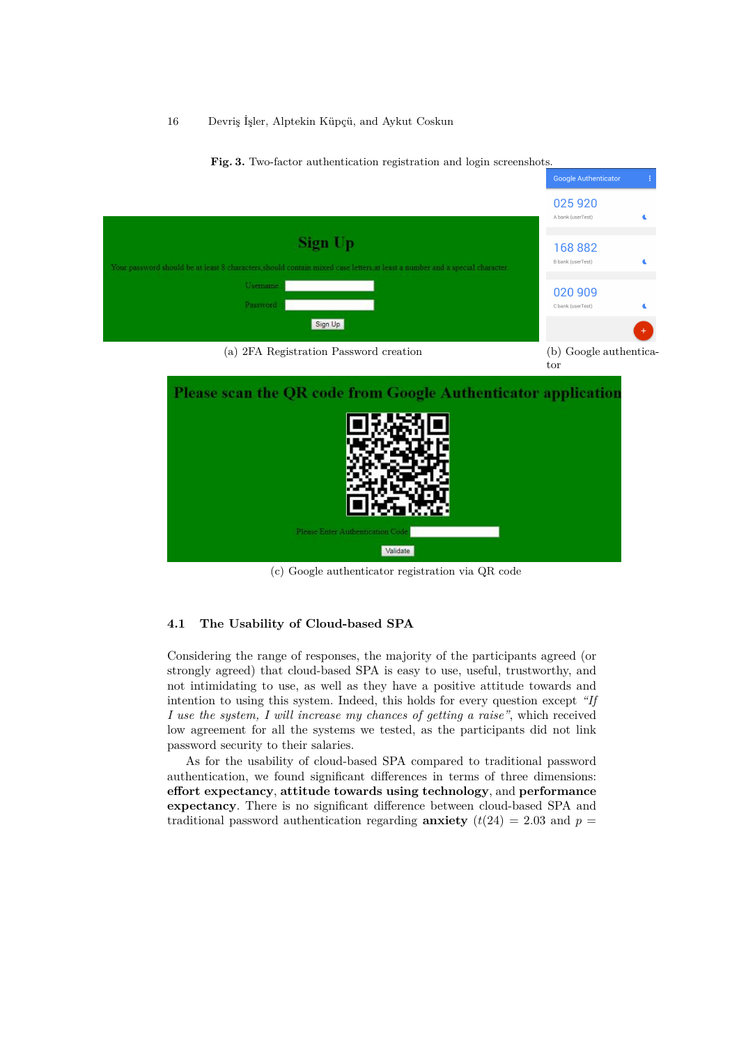**Fig. 3.** Two-factor authentication registration and login screenshots.

(a) 2FA Registration Password creation

(b) Google authenticator

(c) Google authenticator registration via QR code

### 4.1 The Usability of Cloud-based SPA

Considering the range of responses, the majority of the participants agreed (or strongly agreed) that cloud-based SPA is easy to use, useful, trustworthy, and not intimidating to use, as well as they have a positive attitude towards and intention to using this system. Indeed, this holds for every question except *"If I use the system, I will increase my chances of getting a raise"*, which received low agreement for all the systems we tested, as the participants did not link password security to their salaries.

As for the usability of cloud-based SPA compared to traditional password authentication, we found significant differences in terms of three dimensions: **effort expectancy**, **attitude towards using technology**, and **performance expectancy**. There is no significant difference between cloud-based SPA and traditional password authentication regarding **anxiety** ($t(24) = 2.03$ and $p =$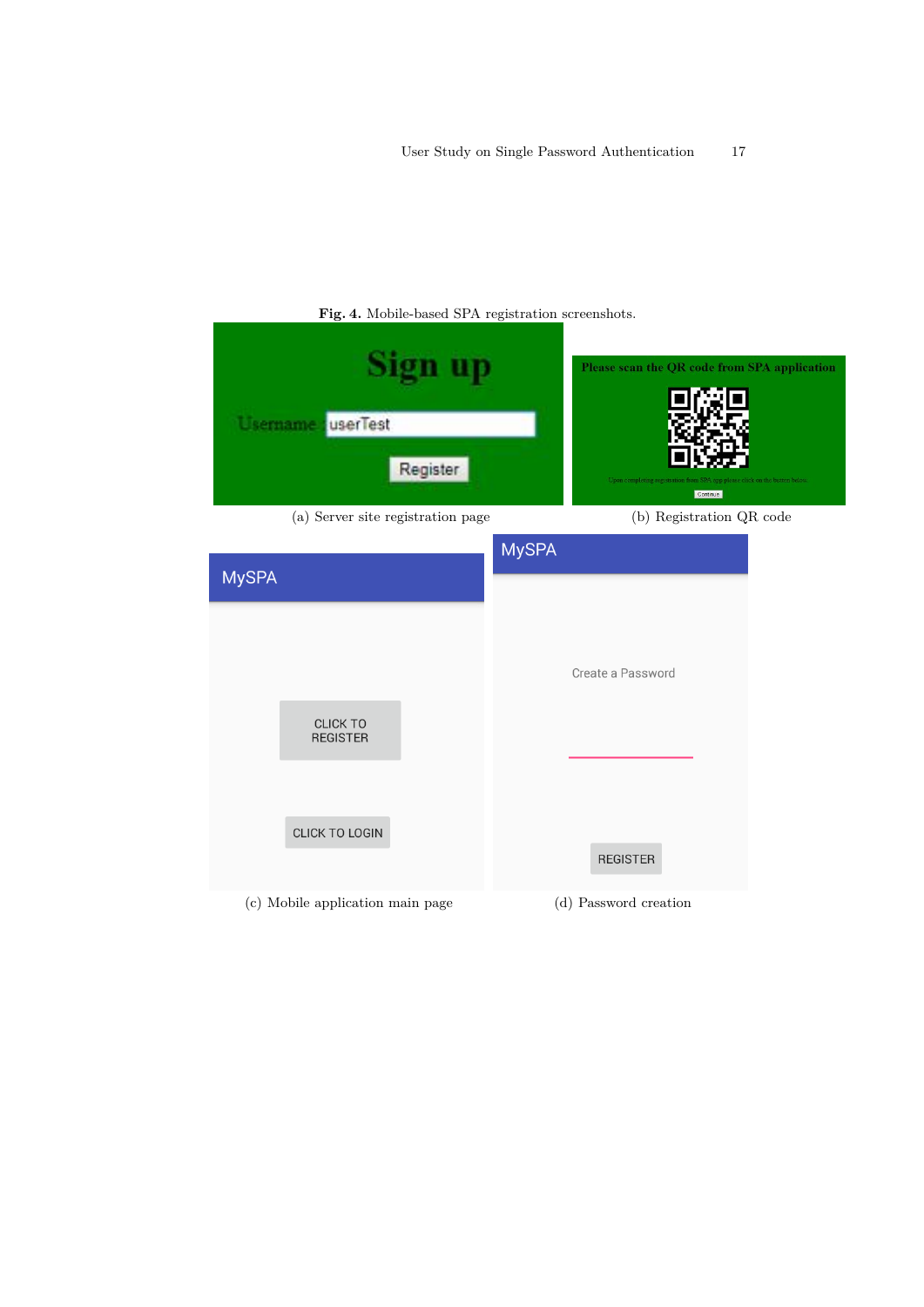**Fig. 4.** Mobile-based SPA registration screenshots.

(a) Server site registration page

(b) Registration QR code

(c) Mobile application main page

(d) Password creation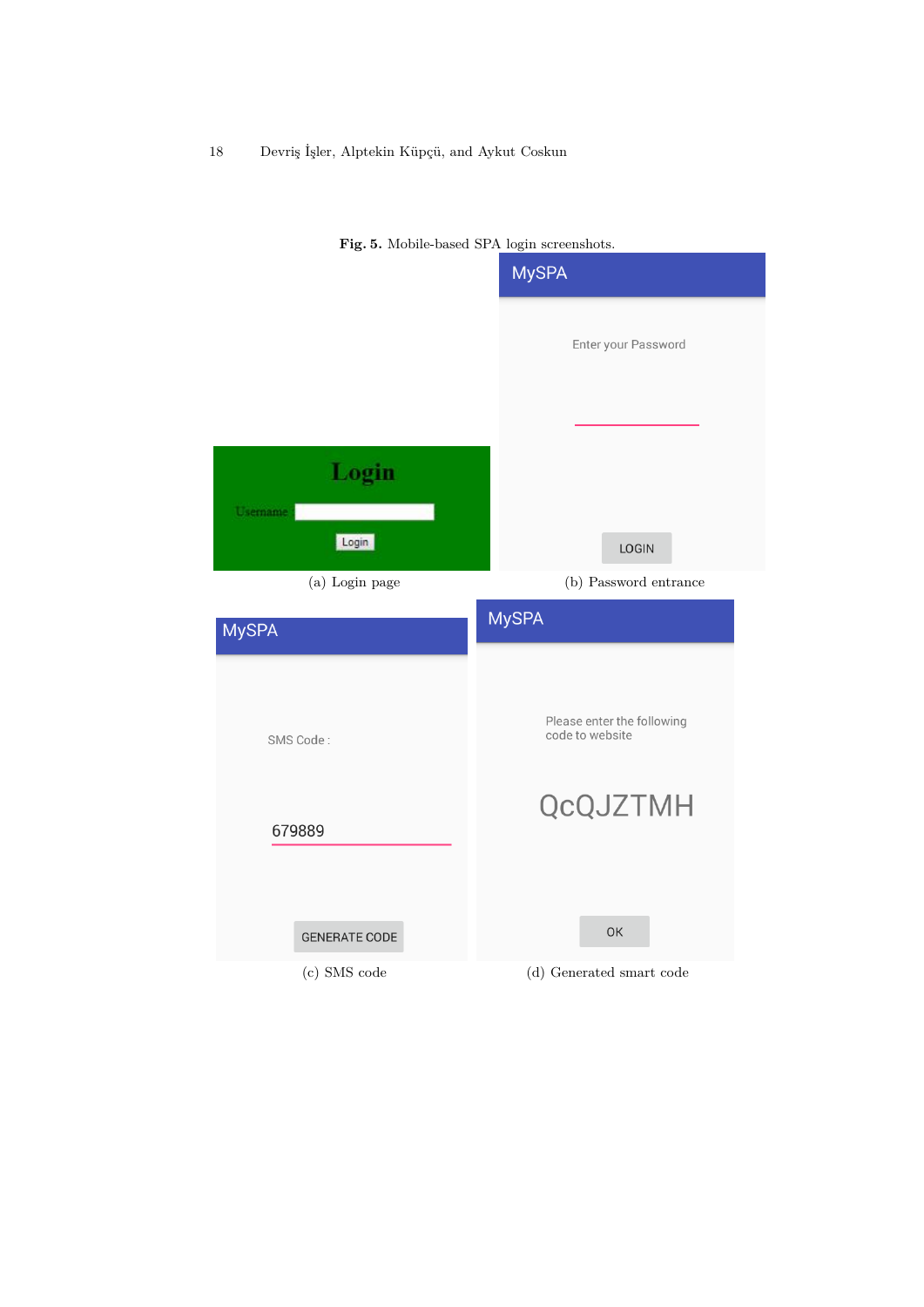**Fig. 5.** Mobile-based SPA login screenshots.

(a) Login page

(b) Password entrance

(c) SMS code

(d) Generated smart code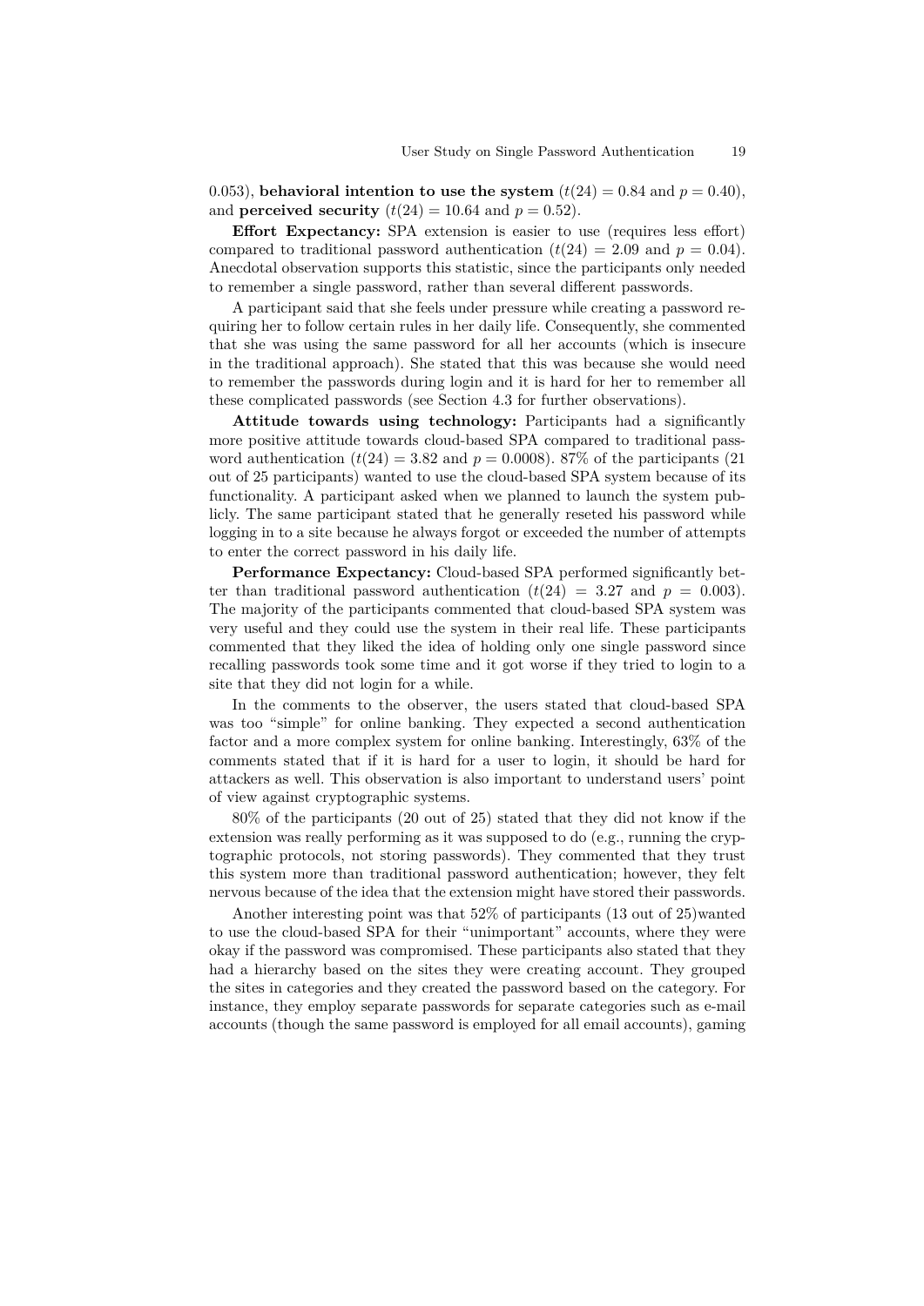0.053), **behavioral intention to use the system** ($t(24) = 0.84$ and $p = 0.40$), and **perceived security** ($t(24) = 10.64$ and $p = 0.52$).

**Effort Expectancy:** SPA extension is easier to use (requires less effort) compared to traditional password authentication ($t(24) = 2.09$ and $p = 0.04$). Anecdotal observation supports this statistic, since the participants only needed to remember a single password, rather than several different passwords.

A participant said that she feels under pressure while creating a password requiring her to follow certain rules in her daily life. Consequently, she commented that she was using the same password for all her accounts (which is insecure in the traditional approach). She stated that this was because she would need to remember the passwords during login and it is hard for her to remember all these complicated passwords (see Section 4.3 for further observations).

**Attitude towards using technology:** Participants had a significantly more positive attitude towards cloud-based SPA compared to traditional password authentication ($t(24) = 3.82$ and $p = 0.0008$). 87% of the participants (21 out of 25 participants) wanted to use the cloud-based SPA system because of its functionality. A participant asked when we planned to launch the system publicly. The same participant stated that he generally reseted his password while logging in to a site because he always forgot or exceeded the number of attempts to enter the correct password in his daily life.

**Performance Expectancy:** Cloud-based SPA performed significantly better than traditional password authentication ($t(24) = 3.27$ and $p = 0.003$). The majority of the participants commented that cloud-based SPA system was very useful and they could use the system in their real life. These participants commented that they liked the idea of holding only one single password since recalling passwords took some time and it got worse if they tried to login to a site that they did not login for a while.

In the comments to the observer, the users stated that cloud-based SPA was too "simple" for online banking. They expected a second authentication factor and a more complex system for online banking. Interestingly, 63% of the comments stated that if it is hard for a user to login, it should be hard for attackers as well. This observation is also important to understand users' point of view against cryptographic systems.

80% of the participants (20 out of 25) stated that they did not know if the extension was really performing as it was supposed to do (e.g., running the cryptographic protocols, not storing passwords). They commented that they trust this system more than traditional password authentication; however, they felt nervous because of the idea that the extension might have stored their passwords.

Another interesting point was that 52% of participants (13 out of 25)wanted to use the cloud-based SPA for their "unimportant" accounts, where they were okay if the password was compromised. These participants also stated that they had a hierarchy based on the sites they were creating account. They grouped the sites in categories and they created the password based on the category. For instance, they employ separate passwords for separate categories such as e-mail accounts (though the same password is employed for all email accounts), gaming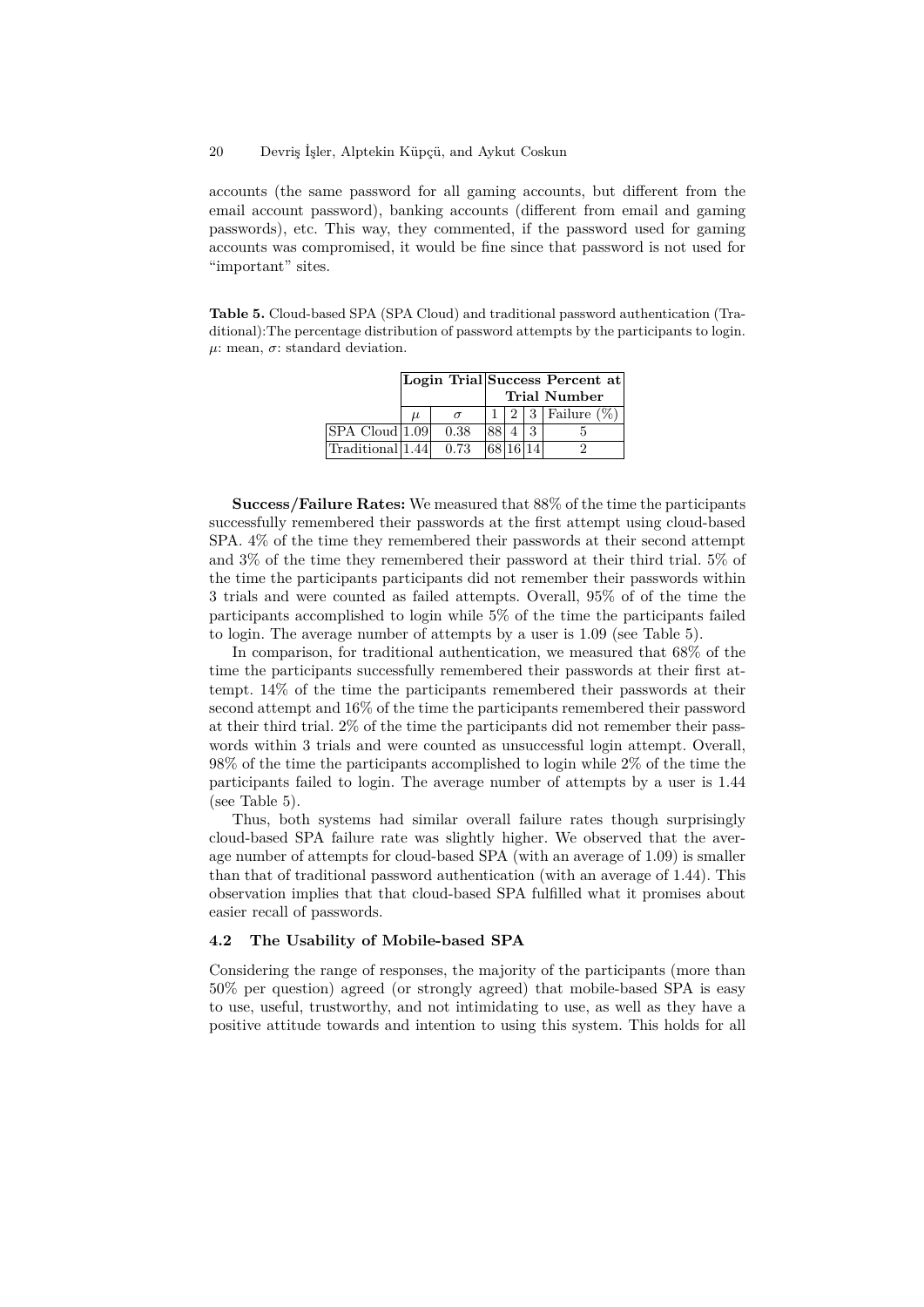accounts (the same password for all gaming accounts, but different from the email account password), banking accounts (different from email and gaming passwords), etc. This way, they commented, if the password used for gaming accounts was compromised, it would be fine since that password is not used for "important" sites.

**Table 5.** Cloud-based SPA (SPA Cloud) and traditional password authentication (Traditional):The percentage distribution of password attempts by the participants to login. $\mu$: mean, $\sigma$: standard deviation.

| | **Login Trial** | | **Success Percent at Trial Number** | | | |
|---|---|---|---|---|---|---|
| | $\mu$ | $\sigma$ | 1 | 2 | 3 | Failure (%) |
| SPA Cloud | 1.09 | 0.38 | 88 | 4 | 3 | 5 |
| Traditional | 1.44 | 0.73 | 68 | 16 | 14 | 2 |

**Success/Failure Rates:** We measured that 88% of the time the participants successfully remembered their passwords at the first attempt using cloud-based SPA. 4% of the time they remembered their passwords at their second attempt and 3% of the time they remembered their password at their third trial. 5% of the time the participants participants did not remember their passwords within 3 trials and were counted as failed attempts. Overall, 95% of of the time the participants accomplished to login while 5% of the time the participants failed to login. The average number of attempts by a user is 1.09 (see Table 5).

In comparison, for traditional authentication, we measured that 68% of the time the participants successfully remembered their passwords at their first attempt. 14% of the time the participants remembered their passwords at their second attempt and 16% of the time the participants remembered their password at their third trial. 2% of the time the participants did not remember their passwords within 3 trials and were counted as unsuccessful login attempt. Overall, 98% of the time the participants accomplished to login while 2% of the time the participants failed to login. The average number of attempts by a user is 1.44 (see Table 5).

Thus, both systems had similar overall failure rates though surprisingly cloud-based SPA failure rate was slightly higher. We observed that the average number of attempts for cloud-based SPA (with an average of 1.09) is smaller than that of traditional password authentication (with an average of 1.44). This observation implies that that cloud-based SPA fulfilled what it promises about easier recall of passwords.

### 4.2 The Usability of Mobile-based SPA

Considering the range of responses, the majority of the participants (more than 50% per question) agreed (or strongly agreed) that mobile-based SPA is easy to use, useful, trustworthy, and not intimidating to use, as well as they have a positive attitude towards and intention to using this system. This holds for all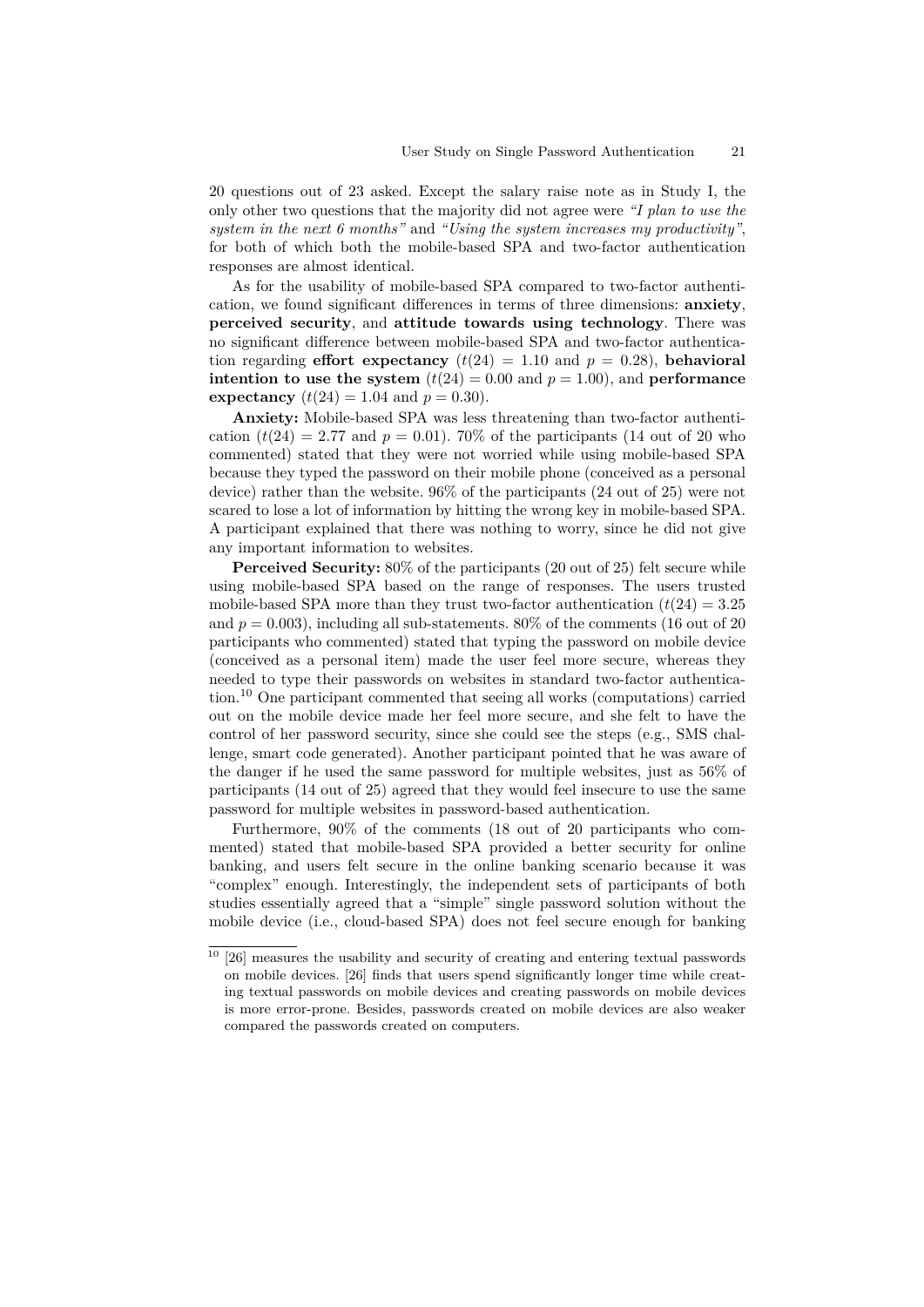20 questions out of 23 asked. Except the salary raise note as in Study I, the only other two questions that the majority did not agree were *"I plan to use the system in the next 6 months"* and *"Using the system increases my productivity"*, for both of which both the mobile-based SPA and two-factor authentication responses are almost identical.

As for the usability of mobile-based SPA compared to two-factor authentication, we found significant differences in terms of three dimensions: **anxiety**, **perceived security**, and **attitude towards using technology**. There was no significant difference between mobile-based SPA and two-factor authentication regarding **effort expectancy** ($t(24) = 1.10$ and $p = 0.28$), **behavioral intention to use the system** ($t(24) = 0.00$ and $p = 1.00$), and **performance expectancy** ($t(24) = 1.04$ and $p = 0.30$).

**Anxiety:** Mobile-based SPA was less threatening than two-factor authentication ($t(24) = 2.77$ and $p = 0.01$). 70% of the participants (14 out of 20 who commented) stated that they were not worried while using mobile-based SPA because they typed the password on their mobile phone (conceived as a personal device) rather than the website. 96% of the participants (24 out of 25) were not scared to lose a lot of information by hitting the wrong key in mobile-based SPA. A participant explained that there was nothing to worry, since he did not give any important information to websites.

**Perceived Security:** 80% of the participants (20 out of 25) felt secure while using mobile-based SPA based on the range of responses. The users trusted mobile-based SPA more than they trust two-factor authentication ($t(24) = 3.25$ and $p = 0.003$), including all sub-statements. 80% of the comments (16 out of 20 participants who commented) stated that typing the password on mobile device (conceived as a personal item) made the user feel more secure, whereas they needed to type their passwords on websites in standard two-factor authentication.[10] One participant commented that seeing all works (computations) carried out on the mobile device made her feel more secure, and she felt to have the control of her password security, since she could see the steps (e.g., SMS challenge, smart code generated). Another participant pointed that he was aware of the danger if he used the same password for multiple websites, just as 56% of participants (14 out of 25) agreed that they would feel insecure to use the same password for multiple websites in password-based authentication.

Furthermore, 90% of the comments (18 out of 20 participants who commented) stated that mobile-based SPA provided a better security for online banking, and users felt secure in the online banking scenario because it was "complex" enough. Interestingly, the independent sets of participants of both studies essentially agreed that a "simple" single password solution without the mobile device (i.e., cloud-based SPA) does not feel secure enough for banking

[10] [26] measures the usability and security of creating and entering textual passwords on mobile devices. [26] finds that users spend significantly longer time while creating textual passwords on mobile devices and creating passwords on mobile devices is more error-prone. Besides, passwords created on mobile devices are also weaker compared the passwords created on computers.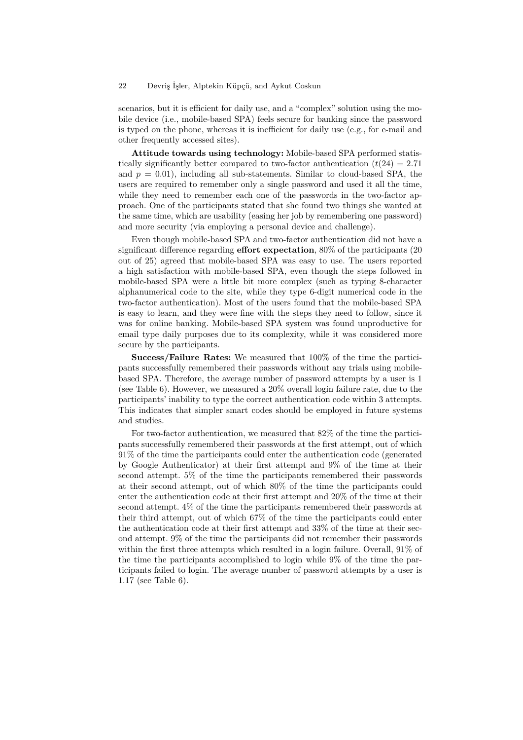scenarios, but it is efficient for daily use, and a "complex" solution using the mobile device (i.e., mobile-based SPA) feels secure for banking since the password is typed on the phone, whereas it is inefficient for daily use (e.g., for e-mail and other frequently accessed sites).

**Attitude towards using technology:** Mobile-based SPA performed statistically significantly better compared to two-factor authentication ($t(24) = 2.71$ and $p = 0.01$), including all sub-statements. Similar to cloud-based SPA, the users are required to remember only a single password and used it all the time, while they need to remember each one of the passwords in the two-factor approach. One of the participants stated that she found two things she wanted at the same time, which are usability (easing her job by remembering one password) and more security (via employing a personal device and challenge).

Even though mobile-based SPA and two-factor authentication did not have a significant difference regarding **effort expectation**, 80% of the participants (20 out of 25) agreed that mobile-based SPA was easy to use. The users reported a high satisfaction with mobile-based SPA, even though the steps followed in mobile-based SPA were a little bit more complex (such as typing 8-character alphanumerical code to the site, while they type 6-digit numerical code in the two-factor authentication). Most of the users found that the mobile-based SPA is easy to learn, and they were fine with the steps they need to follow, since it was for online banking. Mobile-based SPA system was found unproductive for email type daily purposes due to its complexity, while it was considered more secure by the participants.

**Success/Failure Rates:** We measured that 100% of the time the participants successfully remembered their passwords without any trials using mobile-based SPA. Therefore, the average number of password attempts by a user is 1 (see Table 6). However, we measured a 20% overall login failure rate, due to the participants' inability to type the correct authentication code within 3 attempts. This indicates that simpler smart codes should be employed in future systems and studies.

For two-factor authentication, we measured that 82% of the time the participants successfully remembered their passwords at the first attempt, out of which 91% of the time the participants could enter the authentication code (generated by Google Authenticator) at their first attempt and 9% of the time at their second attempt. 5% of the time the participants remembered their passwords at their second attempt, out of which 80% of the time the participants could enter the authentication code at their first attempt and 20% of the time at their second attempt. 4% of the time the participants remembered their passwords at their third attempt, out of which 67% of the time the participants could enter the authentication code at their first attempt and 33% of the time at their second attempt. 9% of the time the participants did not remember their passwords within the first three attempts which resulted in a login failure. Overall, 91% of the time the participants accomplished to login while 9% of the time the participants failed to login. The average number of password attempts by a user is 1.17 (see Table 6).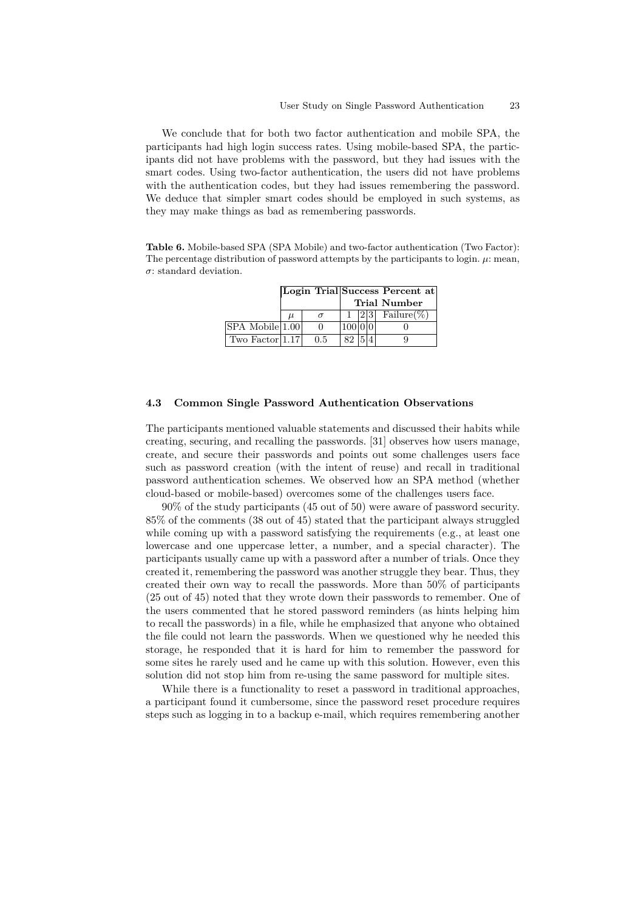We conclude that for both two factor authentication and mobile SPA, the participants had high login success rates. Using mobile-based SPA, the participants did not have problems with the password, but they had issues with the smart codes. Using two-factor authentication, the users did not have problems with the authentication codes, but they had issues remembering the password. We deduce that simpler smart codes should be employed in such systems, as they may make things as bad as remembering passwords.

**Table 6.** Mobile-based SPA (SPA Mobile) and two-factor authentication (Two Factor): The percentage distribution of password attempts by the participants to login. $\mu$: mean, $\sigma$: standard deviation.

| | **Login Trial** | | **Success Percent at Trial Number** | | | |
|---|---|---|---|---|---|---|
| | $\mu$ | $\sigma$ | 1 | 2 | 3 | Failure(%) |
| SPA Mobile | 1.00 | 0 | 100 | 0 | 0 | 0 |
| Two Factor | 1.17 | 0.5 | 82 | 5 | 4 | 9 |

### 4.3 Common Single Password Authentication Observations

The participants mentioned valuable statements and discussed their habits while creating, securing, and recalling the passwords. [31] observes how users manage, create, and secure their passwords and points out some challenges users face such as password creation (with the intent of reuse) and recall in traditional password authentication schemes. We observed how an SPA method (whether cloud-based or mobile-based) overcomes some of the challenges users face.

90% of the study participants (45 out of 50) were aware of password security. 85% of the comments (38 out of 45) stated that the participant always struggled while coming up with a password satisfying the requirements (e.g., at least one lowercase and one uppercase letter, a number, and a special character). The participants usually came up with a password after a number of trials. Once they created it, remembering the password was another struggle they bear. Thus, they created their own way to recall the passwords. More than 50% of participants (25 out of 45) noted that they wrote down their passwords to remember. One of the users commented that he stored password reminders (as hints helping him to recall the passwords) in a file, while he emphasized that anyone who obtained the file could not learn the passwords. When we questioned why he needed this storage, he responded that it is hard for him to remember the password for some sites he rarely used and he came up with this solution. However, even this solution did not stop him from re-using the same password for multiple sites.

While there is a functionality to reset a password in traditional approaches, a participant found it cumbersome, since the password reset procedure requires steps such as logging in to a backup e-mail, which requires remembering another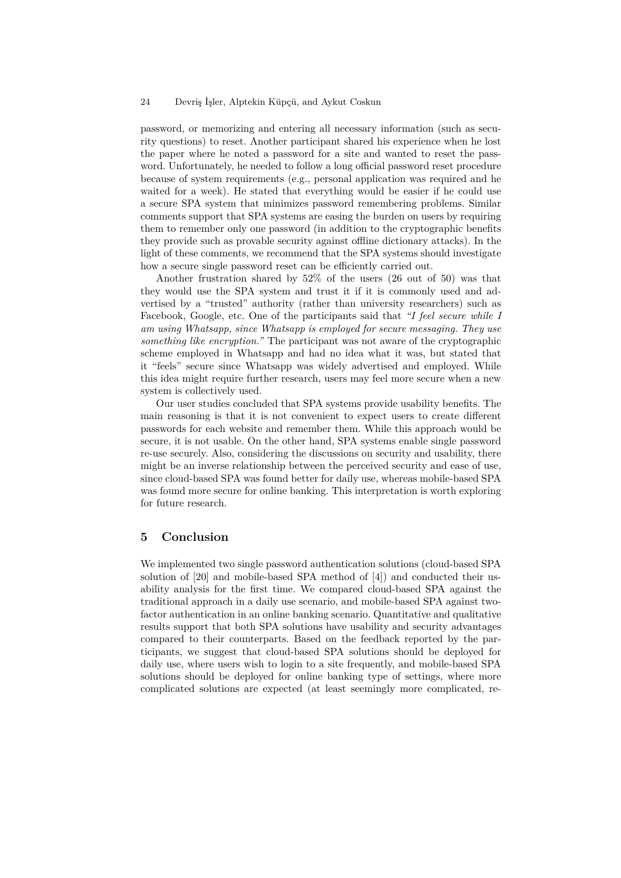password, or memorizing and entering all necessary information (such as security questions) to reset. Another participant shared his experience when he lost the paper where he noted a password for a site and wanted to reset the password. Unfortunately, he needed to follow a long official password reset procedure because of system requirements (e.g., personal application was required and he waited for a week). He stated that everything would be easier if he could use a secure SPA system that minimizes password remembering problems. Similar comments support that SPA systems are easing the burden on users by requiring them to remember only one password (in addition to the cryptographic benefits they provide such as provable security against offline dictionary attacks). In the light of these comments, we recommend that the SPA systems should investigate how a secure single password reset can be efficiently carried out.

Another frustration shared by 52% of the users (26 out of 50) was that they would use the SPA system and trust it if it is commonly used and advertised by a "trusted" authority (rather than university researchers) such as Facebook, Google, etc. One of the participants said that *"I feel secure while I am using Whatsapp, since Whatsapp is employed for secure messaging. They use something like encryption."* The participant was not aware of the cryptographic scheme employed in Whatsapp and had no idea what it was, but stated that it "feels" secure since Whatsapp was widely advertised and employed. While this idea might require further research, users may feel more secure when a new system is collectively used.

Our user studies concluded that SPA systems provide usability benefits. The main reasoning is that it is not convenient to expect users to create different passwords for each website and remember them. While this approach would be secure, it is not usable. On the other hand, SPA systems enable single password re-use securely. Also, considering the discussions on security and usability, there might be an inverse relationship between the perceived security and ease of use, since cloud-based SPA was found better for daily use, whereas mobile-based SPA was found more secure for online banking. This interpretation is worth exploring for future research.

## 5 Conclusion

We implemented two single password authentication solutions (cloud-based SPA solution of [20] and mobile-based SPA method of [4]) and conducted their usability analysis for the first time. We compared cloud-based SPA against the traditional approach in a daily use scenario, and mobile-based SPA against two-factor authentication in an online banking scenario. Quantitative and qualitative results support that both SPA solutions have usability and security advantages compared to their counterparts. Based on the feedback reported by the participants, we suggest that cloud-based SPA solutions should be deployed for daily use, where users wish to login to a site frequently, and mobile-based SPA solutions should be deployed for online banking type of settings, where more complicated solutions are expected (at least seemingly more complicated, re-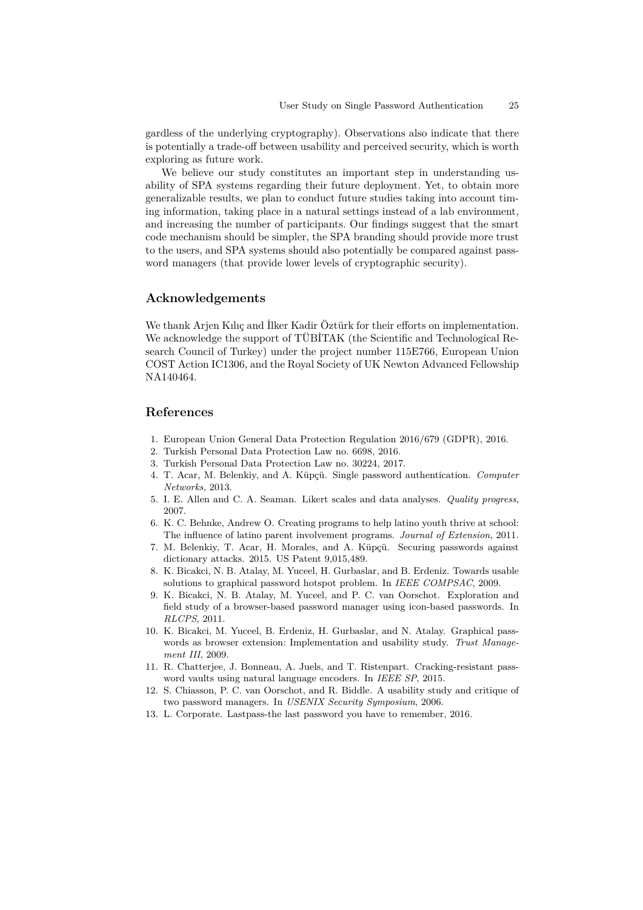gardless of the underlying cryptography). Observations also indicate that there is potentially a trade-off between usability and perceived security, which is worth exploring as future work.

We believe our study constitutes an important step in understanding usability of SPA systems regarding their future deployment. Yet, to obtain more generalizable results, we plan to conduct future studies taking into account timing information, taking place in a natural settings instead of a lab environment, and increasing the number of participants. Our findings suggest that the smart code mechanism should be simpler, the SPA branding should provide more trust to the users, and SPA systems should also potentially be compared against password managers (that provide lower levels of cryptographic security).

## Acknowledgements

We thank Arjen Kılıç and İlker Kadir Öztürk for their efforts on implementation. We acknowledge the support of TÜBİTAK (the Scientific and Technological Research Council of Turkey) under the project number 115E766, European Union COST Action IC1306, and the Royal Society of UK Newton Advanced Fellowship NA140464.

## References

1. European Union General Data Protection Regulation 2016/679 (GDPR), 2016.
2. Turkish Personal Data Protection Law no. 6698, 2016.
3. Turkish Personal Data Protection Law no. 30224, 2017.
4. T. Acar, M. Belenkiy, and A. Küpçü. Single password authentication. *Computer Networks*, 2013.
5. I. E. Allen and C. A. Seaman. Likert scales and data analyses. *Quality progress*, 2007.
6. K. C. Behnke, Andrew O. Creating programs to help latino youth thrive at school: The influence of latino parent involvement programs. *Journal of Extension*, 2011.
7. M. Belenkiy, T. Acar, H. Morales, and A. Küpçü. Securing passwords against dictionary attacks. 2015. US Patent 9,015,489.
8. K. Bicakci, N. B. Atalay, M. Yuceel, H. Gurbaslar, and B. Erdeniz. Towards usable solutions to graphical password hotspot problem. In *IEEE COMPSAC*, 2009.
9. K. Bicakci, N. B. Atalay, M. Yuceel, and P. C. van Oorschot. Exploration and field study of a browser-based password manager using icon-based passwords. In *RLCPS*, 2011.
10. K. Bicakci, M. Yuceel, B. Erdeniz, H. Gurbaslar, and N. Atalay. Graphical passwords as browser extension: Implementation and usability study. *Trust Management III*, 2009.
11. R. Chatterjee, J. Bonneau, A. Juels, and T. Ristenpart. Cracking-resistant password vaults using natural language encoders. In *IEEE SP*, 2015.
12. S. Chiasson, P. C. van Oorschot, and R. Biddle. A usability study and critique of two password managers. In *USENIX Security Symposium*, 2006.
13. L. Corporate. Lastpass-the last password you have to remember, 2016.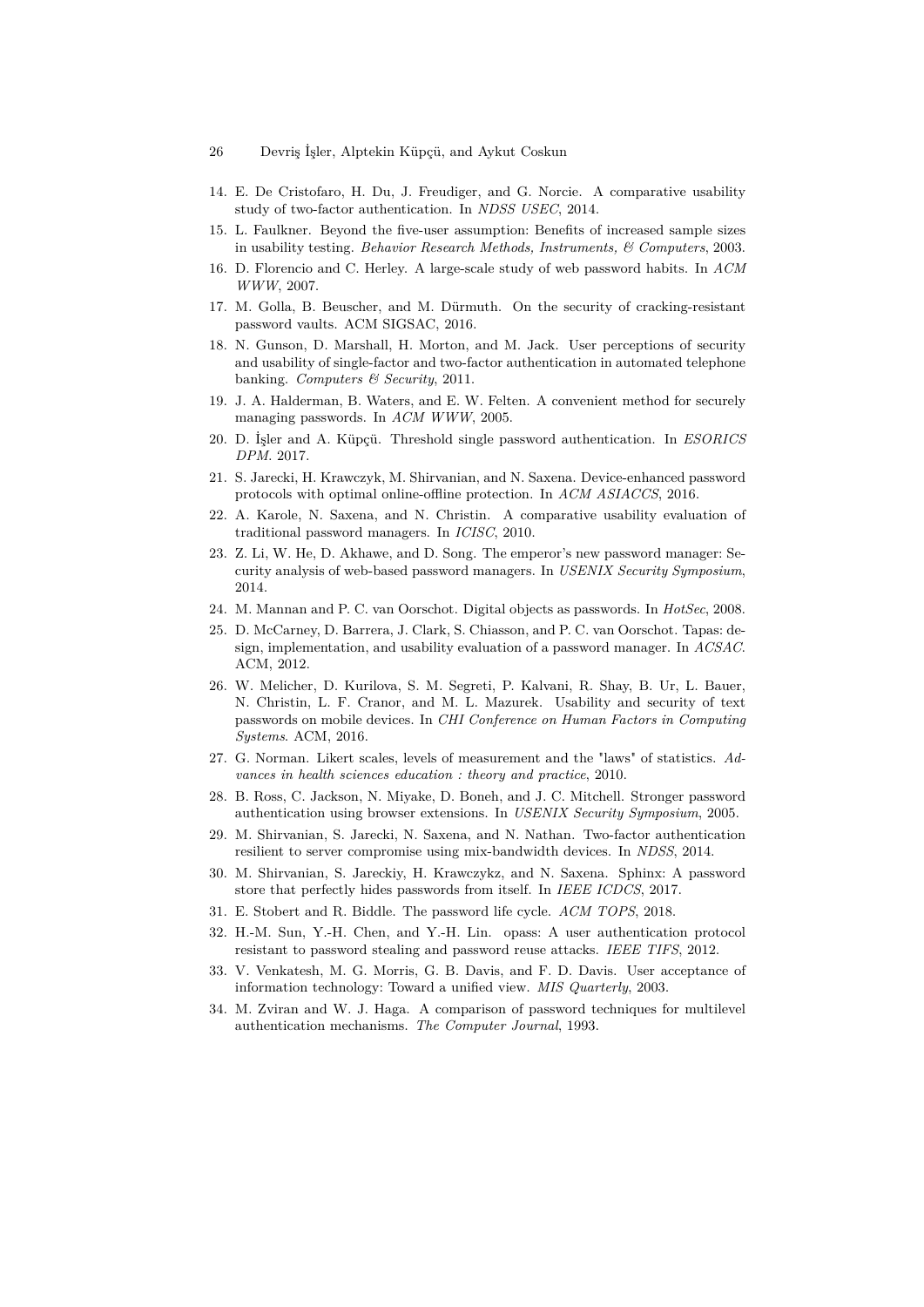14. E. De Cristofaro, H. Du, J. Freudiger, and G. Norcie. A comparative usability study of two-factor authentication. In *NDSS USEC*, 2014.
15. L. Faulkner. Beyond the five-user assumption: Benefits of increased sample sizes in usability testing. *Behavior Research Methods, Instruments, & Computers*, 2003.
16. D. Florencio and C. Herley. A large-scale study of web password habits. In *ACM WWW*, 2007.
17. M. Golla, B. Beuscher, and M. Dürmuth. On the security of cracking-resistant password vaults. ACM SIGSAC, 2016.
18. N. Gunson, D. Marshall, H. Morton, and M. Jack. User perceptions of security and usability of single-factor and two-factor authentication in automated telephone banking. *Computers & Security*, 2011.
19. J. A. Halderman, B. Waters, and E. W. Felten. A convenient method for securely managing passwords. In *ACM WWW*, 2005.
20. D. İşler and A. Küpçü. Threshold single password authentication. In *ESORICS DPM*. 2017.
21. S. Jarecki, H. Krawczyk, M. Shirvanian, and N. Saxena. Device-enhanced password protocols with optimal online-offline protection. In *ACM ASIACCS*, 2016.
22. A. Karole, N. Saxena, and N. Christin. A comparative usability evaluation of traditional password managers. In *ICISC*, 2010.
23. Z. Li, W. He, D. Akhawe, and D. Song. The emperor's new password manager: Security analysis of web-based password managers. In *USENIX Security Symposium*, 2014.
24. M. Mannan and P. C. van Oorschot. Digital objects as passwords. In *HotSec*, 2008.
25. D. McCarney, D. Barrera, J. Clark, S. Chiasson, and P. C. van Oorschot. Tapas: design, implementation, and usability evaluation of a password manager. In *ACSAC*. ACM, 2012.
26. W. Melicher, D. Kurilova, S. M. Segreti, P. Kalvani, R. Shay, B. Ur, L. Bauer, N. Christin, L. F. Cranor, and M. L. Mazurek. Usability and security of text passwords on mobile devices. In *CHI Conference on Human Factors in Computing Systems*. ACM, 2016.
27. G. Norman. Likert scales, levels of measurement and the "laws" of statistics. *Advances in health sciences education : theory and practice*, 2010.
28. B. Ross, C. Jackson, N. Miyake, D. Boneh, and J. C. Mitchell. Stronger password authentication using browser extensions. In *USENIX Security Symposium*, 2005.
29. M. Shirvanian, S. Jarecki, N. Saxena, and N. Nathan. Two-factor authentication resilient to server compromise using mix-bandwidth devices. In *NDSS*, 2014.
30. M. Shirvanian, S. Jareckiy, H. Krawczykz, and N. Saxena. Sphinx: A password store that perfectly hides passwords from itself. In *IEEE ICDCS*, 2017.
31. E. Stobert and R. Biddle. The password life cycle. *ACM TOPS*, 2018.
32. H.-M. Sun, Y.-H. Chen, and Y.-H. Lin. opass: A user authentication protocol resistant to password stealing and password reuse attacks. *IEEE TIFS*, 2012.
33. V. Venkatesh, M. G. Morris, G. B. Davis, and F. D. Davis. User acceptance of information technology: Toward a unified view. *MIS Quarterly*, 2003.
34. M. Zviran and W. J. Haga. A comparison of password techniques for multilevel authentication mechanisms. *The Computer Journal*, 1993.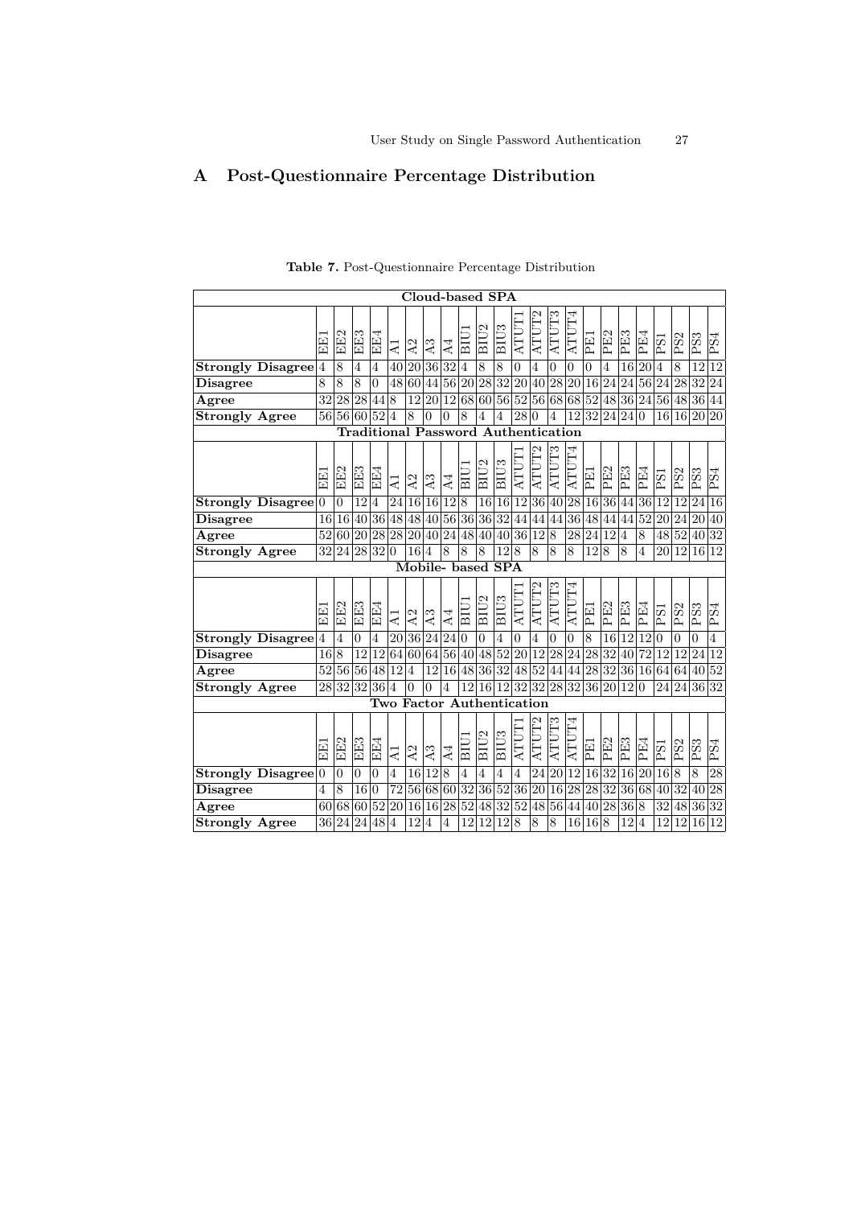## A Post-Questionnaire Percentage Distribution

**Table 7.** Post-Questionnaire Percentage Distribution

| **Cloud-based SPA** | | | | | | | | | | | | | | | | | | | | | | | |
|---|---|---|---|---|---|---|---|---|---|---|---|---|---|---|---|---|---|---|---|---|---|---|---|
| | EE1 | EE2 | EE3 | EE4 | A1 | A2 | A3 | A4 | BIU1 | BIU2 | BIU3 | ATUT1 | ATUT2 | ATUT3 | ATUT4 | PE1 | PE2 | PE3 | PE4 | PS1 | PS2 | PS3 | PS4 |
| **Strongly Disagree** | 4 | 8 | 4 | 4 | 40 | 20 | 36 | 32 | 4 | 8 | 8 | 0 | 4 | 0 | 0 | 0 | 4 | 16 | 20 | 4 | 8 | 12 | 12 |
| **Disagree** | 8 | 8 | 8 | 0 | 48 | 60 | 44 | 56 | 20 | 28 | 32 | 20 | 40 | 28 | 20 | 16 | 24 | 24 | 56 | 24 | 28 | 32 | 24 |
| **Agree** | 32 | 28 | 28 | 44 | 8 | 12 | 20 | 12 | 68 | 60 | 56 | 52 | 56 | 68 | 68 | 52 | 48 | 36 | 24 | 56 | 48 | 36 | 44 |
| **Strongly Agree** | 56 | 56 | 60 | 52 | 4 | 8 | 0 | 0 | 8 | 4 | 4 | 28 | 0 | 4 | 12 | 32 | 24 | 24 | 0 | 16 | 16 | 20 | 20 |
| **Traditional Password Authentication** | | | | | | | | | | | | | | | | | | | | | | | |
| | EE1 | EE2 | EE3 | EE4 | A1 | A2 | A3 | A4 | BIU1 | BIU2 | BIU3 | ATUT1 | ATUT2 | ATUT3 | ATUT4 | PE1 | PE2 | PE3 | PE4 | PS1 | PS2 | PS3 | PS4 |
| **Strongly Disagree** | 0 | 0 | 12 | 4 | 24 | 16 | 16 | 12 | 8 | 16 | 16 | 12 | 36 | 40 | 28 | 16 | 36 | 44 | 36 | 12 | 12 | 24 | 16 |
| **Disagree** | 16 | 16 | 40 | 36 | 48 | 48 | 40 | 56 | 36 | 36 | 32 | 44 | 44 | 44 | 36 | 48 | 44 | 44 | 52 | 20 | 24 | 20 | 40 |
| **Agree** | 52 | 60 | 20 | 28 | 28 | 20 | 40 | 24 | 48 | 40 | 40 | 36 | 12 | 8 | 28 | 24 | 12 | 4 | 8 | 48 | 52 | 40 | 32 |
| **Strongly Agree** | 32 | 24 | 28 | 32 | 0 | 16 | 4 | 8 | 8 | 8 | 12 | 8 | 8 | 8 | 8 | 12 | 8 | 8 | 4 | 20 | 12 | 16 | 12 |
| **Mobile- based SPA** | | | | | | | | | | | | | | | | | | | | | | | |
| | EE1 | EE2 | EE3 | EE4 | A1 | A2 | A3 | A4 | BIU1 | BIU2 | BIU3 | ATUT1 | ATUT2 | ATUT3 | ATUT4 | PE1 | PE2 | PE3 | PE4 | PS1 | PS2 | PS3 | PS4 |
| **Strongly Disagree** | 4 | 4 | 0 | 4 | 20 | 36 | 24 | 24 | 0 | 0 | 4 | 0 | 4 | 0 | 0 | 8 | 16 | 12 | 12 | 0 | 0 | 0 | 4 |
| **Disagree** | 16 | 8 | 12 | 12 | 64 | 60 | 64 | 56 | 40 | 48 | 52 | 20 | 12 | 28 | 24 | 28 | 32 | 40 | 72 | 12 | 12 | 24 | 12 |
| **Agree** | 52 | 56 | 56 | 48 | 12 | 4 | 12 | 16 | 48 | 36 | 32 | 48 | 52 | 44 | 44 | 28 | 32 | 36 | 16 | 64 | 64 | 40 | 52 |
| **Strongly Agree** | 28 | 32 | 32 | 36 | 4 | 0 | 0 | 4 | 12 | 16 | 12 | 32 | 32 | 28 | 32 | 36 | 20 | 12 | 0 | 24 | 24 | 36 | 32 |
| **Two Factor Authentication** | | | | | | | | | | | | | | | | | | | | | | | |
| | EE1 | EE2 | EE3 | EE4 | A1 | A2 | A3 | A4 | BIU1 | BIU2 | BIU3 | ATUT1 | ATUT2 | ATUT3 | ATUT4 | PE1 | PE2 | PE3 | PE4 | PS1 | PS2 | PS3 | PS4 |
| **Strongly Disagree** | 0 | 0 | 0 | 0 | 4 | 16 | 12 | 8 | 4 | 4 | 4 | 4 | 24 | 20 | 12 | 16 | 32 | 16 | 20 | 16 | 8 | 8 | 28 |
| **Disagree** | 4 | 8 | 16 | 0 | 72 | 56 | 68 | 60 | 32 | 36 | 52 | 36 | 20 | 16 | 28 | 28 | 32 | 36 | 68 | 40 | 32 | 40 | 28 |
| **Agree** | 60 | 68 | 60 | 52 | 20 | 16 | 16 | 28 | 52 | 48 | 32 | 52 | 48 | 56 | 44 | 40 | 28 | 36 | 8 | 32 | 48 | 36 | 32 |
| **Strongly Agree** | 36 | 24 | 24 | 48 | 4 | 12 | 4 | 4 | 12 | 12 | 12 | 8 | 8 | 8 | 16 | 16 | 8 | 12 | 4 | 12 | 12 | 16 | 12 |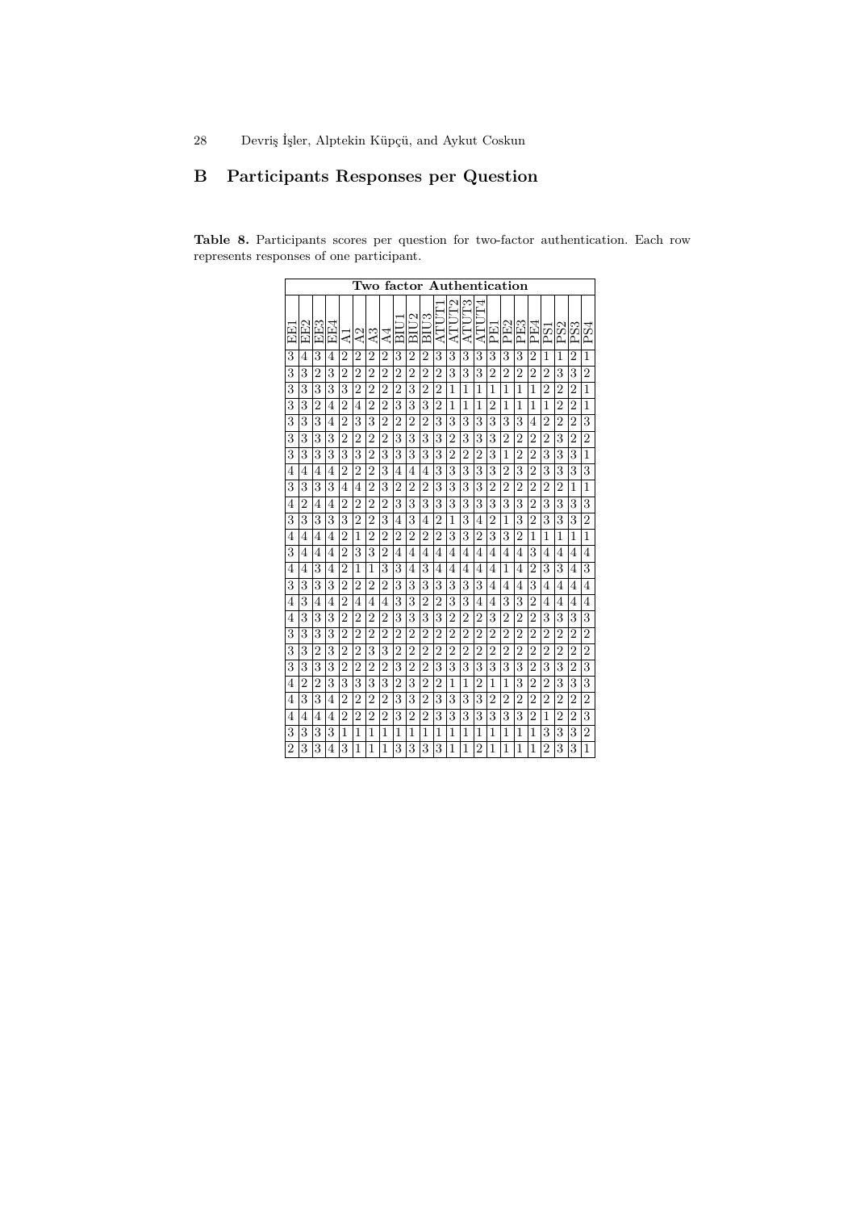## B Participants Responses per Question

**Table 8.** Participants scores per question for two-factor authentication. Each row represents responses of one participant.

| Two factor Authentication | | | | | | | | | | | | | | | | | | | | | | |
|---|---|---|---|---|---|---|---|---|---|---|---|---|---|---|---|---|---|---|---|---|---|---|
| EE1 | EE2 | EE3 | EE4 | A1 | A2 | A3 | A4 | BIU1 | BIU2 | BIU3 | ATUT1 | ATUT2 | ATUT3 | ATUT4 | PE1 | PE2 | PE3 | PE4 | PS1 | PS2 | PS3 | PS4 |
| 3 | 4 | 3 | 4 | 2 | 2 | 2 | 2 | 3 | 2 | 2 | 3 | 3 | 3 | 3 | 3 | 3 | 3 | 2 | 1 | 1 | 2 | 1 |
| 3 | 3 | 2 | 3 | 2 | 2 | 2 | 2 | 2 | 2 | 2 | 2 | 3 | 3 | 3 | 2 | 2 | 2 | 2 | 2 | 3 | 3 | 2 |
| 3 | 3 | 3 | 3 | 3 | 2 | 2 | 2 | 2 | 3 | 2 | 2 | 1 | 1 | 1 | 1 | 1 | 1 | 1 | 2 | 2 | 2 | 1 |
| 3 | 3 | 2 | 4 | 2 | 4 | 2 | 2 | 3 | 3 | 3 | 2 | 1 | 1 | 1 | 2 | 1 | 1 | 1 | 1 | 2 | 2 | 1 |
| 3 | 3 | 3 | 4 | 2 | 3 | 3 | 2 | 2 | 2 | 2 | 3 | 3 | 3 | 3 | 3 | 3 | 3 | 4 | 2 | 2 | 2 | 3 |
| 3 | 3 | 3 | 3 | 2 | 2 | 2 | 2 | 3 | 3 | 3 | 3 | 2 | 3 | 3 | 3 | 2 | 2 | 2 | 2 | 3 | 2 | 2 |
| 3 | 3 | 3 | 3 | 3 | 3 | 2 | 3 | 3 | 3 | 3 | 3 | 2 | 2 | 2 | 3 | 1 | 2 | 2 | 3 | 3 | 3 | 1 |
| 4 | 4 | 4 | 4 | 2 | 2 | 2 | 3 | 4 | 4 | 4 | 3 | 3 | 3 | 3 | 3 | 2 | 3 | 2 | 3 | 3 | 3 | 3 |
| 3 | 3 | 3 | 3 | 4 | 4 | 2 | 3 | 2 | 2 | 2 | 3 | 3 | 3 | 3 | 2 | 2 | 2 | 2 | 2 | 2 | 1 | 1 |
| 4 | 2 | 4 | 4 | 2 | 2 | 2 | 2 | 3 | 3 | 3 | 3 | 3 | 3 | 3 | 3 | 3 | 3 | 2 | 3 | 3 | 3 | 3 |
| 3 | 3 | 3 | 3 | 3 | 2 | 2 | 3 | 4 | 3 | 4 | 2 | 1 | 3 | 4 | 2 | 1 | 3 | 2 | 3 | 3 | 3 | 2 |
| 4 | 4 | 4 | 4 | 2 | 1 | 2 | 2 | 2 | 2 | 2 | 2 | 3 | 3 | 2 | 3 | 3 | 2 | 1 | 1 | 1 | 1 | 1 |
| 3 | 4 | 4 | 4 | 2 | 3 | 3 | 2 | 4 | 4 | 4 | 4 | 4 | 4 | 4 | 4 | 4 | 4 | 3 | 4 | 4 | 4 | 4 |
| 4 | 4 | 3 | 4 | 2 | 1 | 1 | 3 | 3 | 4 | 3 | 4 | 4 | 4 | 4 | 4 | 1 | 4 | 2 | 3 | 3 | 4 | 3 |
| 3 | 3 | 3 | 3 | 2 | 2 | 2 | 2 | 3 | 3 | 3 | 3 | 3 | 3 | 3 | 4 | 4 | 4 | 3 | 4 | 4 | 4 | 4 |
| 4 | 3 | 4 | 4 | 2 | 4 | 4 | 4 | 3 | 3 | 2 | 2 | 3 | 3 | 4 | 4 | 3 | 3 | 2 | 4 | 4 | 4 | 4 |
| 4 | 3 | 3 | 3 | 2 | 2 | 2 | 2 | 3 | 3 | 3 | 3 | 2 | 2 | 2 | 3 | 2 | 2 | 2 | 3 | 3 | 3 | 3 |
| 3 | 3 | 3 | 3 | 2 | 2 | 2 | 2 | 2 | 2 | 2 | 2 | 2 | 2 | 2 | 2 | 2 | 2 | 2 | 2 | 2 | 2 | 2 |
| 3 | 3 | 2 | 3 | 2 | 2 | 3 | 3 | 2 | 2 | 2 | 2 | 2 | 2 | 2 | 2 | 2 | 2 | 2 | 2 | 2 | 2 | 2 |
| 3 | 3 | 3 | 3 | 2 | 2 | 2 | 2 | 3 | 2 | 2 | 3 | 3 | 3 | 3 | 3 | 3 | 3 | 2 | 3 | 3 | 2 | 3 |
| 4 | 2 | 2 | 3 | 3 | 3 | 3 | 3 | 2 | 3 | 2 | 2 | 1 | 1 | 2 | 1 | 1 | 3 | 2 | 2 | 3 | 3 | 3 |
| 4 | 3 | 3 | 4 | 2 | 2 | 2 | 2 | 3 | 3 | 2 | 3 | 3 | 3 | 3 | 2 | 2 | 2 | 2 | 2 | 2 | 2 | 2 |
| 4 | 4 | 4 | 4 | 2 | 2 | 2 | 2 | 3 | 2 | 2 | 3 | 3 | 3 | 3 | 3 | 3 | 3 | 2 | 1 | 2 | 2 | 3 |
| 3 | 3 | 3 | 3 | 1 | 1 | 1 | 1 | 1 | 1 | 1 | 1 | 1 | 1 | 1 | 1 | 1 | 1 | 1 | 3 | 3 | 3 | 2 |
| 2 | 3 | 3 | 4 | 3 | 1 | 1 | 1 | 3 | 3 | 3 | 3 | 1 | 1 | 2 | 1 | 1 | 1 | 1 | 2 | 3 | 3 | 1 |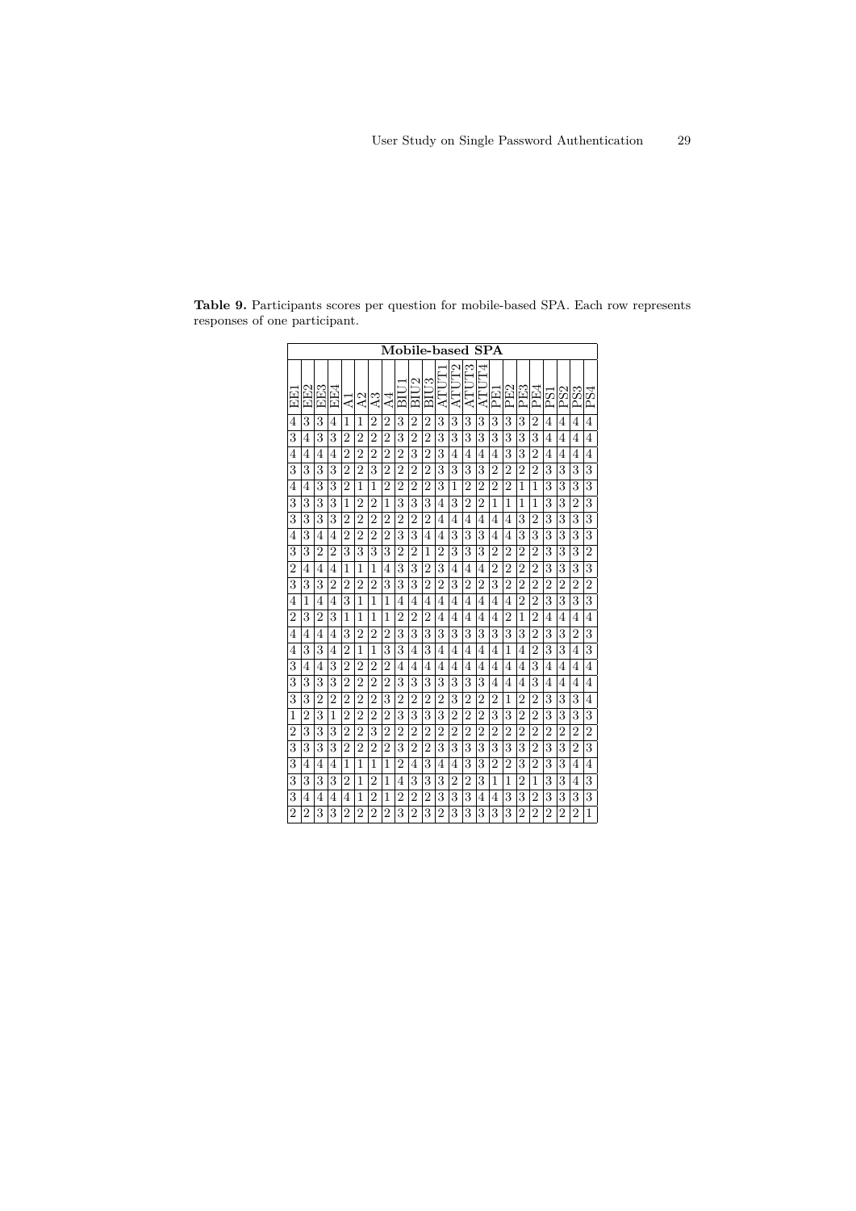**Table 9.** Participants scores per question for mobile-based SPA. Each row represents responses of one participant.

| Mobile-based SPA | | | | | | | | | | | | | | | | | | | | | | | |
|---|---|---|---|---|---|---|---|---|---|---|---|---|---|---|---|---|---|---|---|---|---|---|---|
| EE1 | EE2 | EE3 | EE4 | A1 | A2 | A3 | A4 | BIU1 | BIU2 | BIU3 | ATUT1 | ATUT2 | ATUT3 | ATUT4 | PE1 | PE2 | PE3 | PE4 | PS1 | PS2 | PS3 | PS4 | |
| 4 | 3 | 3 | 4 | 1 | 1 | 2 | 2 | 3 | 2 | 2 | 3 | 3 | 3 | 3 | 3 | 3 | 3 | 2 | 4 | 4 | 4 | 4 | |
| 3 | 4 | 3 | 3 | 2 | 2 | 2 | 2 | 3 | 2 | 2 | 3 | 3 | 3 | 3 | 3 | 3 | 3 | 3 | 4 | 4 | 4 | 4 | |
| 4 | 4 | 4 | 4 | 2 | 2 | 2 | 2 | 2 | 3 | 2 | 3 | 4 | 4 | 4 | 4 | 3 | 3 | 2 | 4 | 4 | 4 | 4 | |
| 3 | 3 | 3 | 3 | 2 | 2 | 3 | 2 | 2 | 2 | 2 | 3 | 3 | 3 | 3 | 2 | 2 | 2 | 2 | 3 | 3 | 3 | 3 | |
| 4 | 4 | 3 | 3 | 2 | 1 | 1 | 2 | 2 | 2 | 2 | 3 | 1 | 2 | 2 | 2 | 2 | 1 | 1 | 3 | 3 | 3 | 3 | |
| 3 | 3 | 3 | 3 | 1 | 2 | 2 | 1 | 3 | 3 | 3 | 4 | 3 | 2 | 2 | 1 | 1 | 1 | 1 | 3 | 3 | 2 | 3 | |
| 3 | 3 | 3 | 3 | 2 | 2 | 2 | 2 | 2 | 2 | 2 | 4 | 4 | 4 | 4 | 4 | 4 | 3 | 2 | 3 | 3 | 3 | 3 | |
| 4 | 3 | 4 | 4 | 2 | 2 | 2 | 2 | 3 | 3 | 4 | 4 | 3 | 3 | 3 | 4 | 4 | 3 | 3 | 3 | 3 | 3 | 3 | |
| 3 | 3 | 2 | 2 | 3 | 3 | 3 | 3 | 2 | 2 | 1 | 2 | 3 | 3 | 3 | 2 | 2 | 2 | 2 | 3 | 3 | 3 | 2 | |
| 2 | 4 | 4 | 4 | 1 | 1 | 1 | 4 | 3 | 3 | 2 | 3 | 4 | 4 | 4 | 2 | 2 | 2 | 2 | 3 | 3 | 3 | 3 | |
| 3 | 3 | 3 | 2 | 2 | 2 | 2 | 3 | 3 | 3 | 2 | 2 | 3 | 2 | 2 | 3 | 2 | 2 | 2 | 2 | 2 | 2 | 2 | |
| 4 | 1 | 4 | 4 | 3 | 1 | 1 | 1 | 4 | 4 | 4 | 4 | 4 | 4 | 4 | 4 | 4 | 2 | 2 | 3 | 3 | 3 | 3 | |
| 2 | 3 | 2 | 3 | 1 | 1 | 1 | 1 | 2 | 2 | 2 | 4 | 4 | 4 | 4 | 4 | 2 | 1 | 2 | 4 | 4 | 4 | 4 | |
| 4 | 4 | 4 | 4 | 3 | 2 | 2 | 2 | 3 | 3 | 3 | 3 | 3 | 3 | 3 | 3 | 3 | 3 | 2 | 3 | 3 | 2 | 3 | |
| 4 | 3 | 3 | 4 | 2 | 1 | 1 | 3 | 3 | 4 | 3 | 4 | 4 | 4 | 4 | 4 | 1 | 4 | 2 | 3 | 3 | 4 | 3 | |
| 3 | 4 | 4 | 3 | 2 | 2 | 2 | 2 | 4 | 4 | 4 | 4 | 4 | 4 | 4 | 4 | 4 | 4 | 3 | 4 | 4 | 4 | 4 | |
| 3 | 3 | 3 | 3 | 2 | 2 | 2 | 2 | 3 | 3 | 3 | 3 | 3 | 3 | 3 | 4 | 4 | 4 | 3 | 4 | 4 | 4 | 4 | |
| 3 | 3 | 2 | 2 | 2 | 2 | 2 | 3 | 2 | 2 | 2 | 2 | 3 | 2 | 2 | 2 | 1 | 2 | 2 | 3 | 3 | 3 | 4 | |
| 1 | 2 | 3 | 1 | 2 | 2 | 2 | 2 | 3 | 3 | 3 | 3 | 2 | 2 | 2 | 3 | 3 | 2 | 2 | 3 | 3 | 3 | 3 | |
| 2 | 3 | 3 | 3 | 2 | 2 | 3 | 2 | 2 | 2 | 2 | 2 | 2 | 2 | 2 | 2 | 2 | 2 | 2 | 2 | 2 | 2 | 2 | |
| 3 | 3 | 3 | 3 | 2 | 2 | 2 | 2 | 3 | 2 | 2 | 3 | 3 | 3 | 3 | 3 | 3 | 3 | 2 | 3 | 3 | 2 | 3 | |
| 3 | 4 | 4 | 4 | 1 | 1 | 1 | 1 | 2 | 4 | 3 | 4 | 4 | 3 | 3 | 2 | 2 | 3 | 2 | 3 | 3 | 4 | 4 | |
| 3 | 3 | 3 | 3 | 2 | 1 | 2 | 1 | 4 | 3 | 3 | 3 | 2 | 2 | 3 | 1 | 1 | 2 | 1 | 3 | 3 | 4 | 3 | |
| 3 | 4 | 4 | 4 | 4 | 1 | 2 | 1 | 2 | 2 | 2 | 3 | 3 | 3 | 4 | 4 | 3 | 3 | 2 | 3 | 3 | 3 | 3 | |
| 2 | 2 | 3 | 3 | 2 | 2 | 2 | 2 | 3 | 2 | 3 | 2 | 3 | 3 | 3 | 3 | 3 | 2 | 2 | 2 | 2 | 2 | 1 | |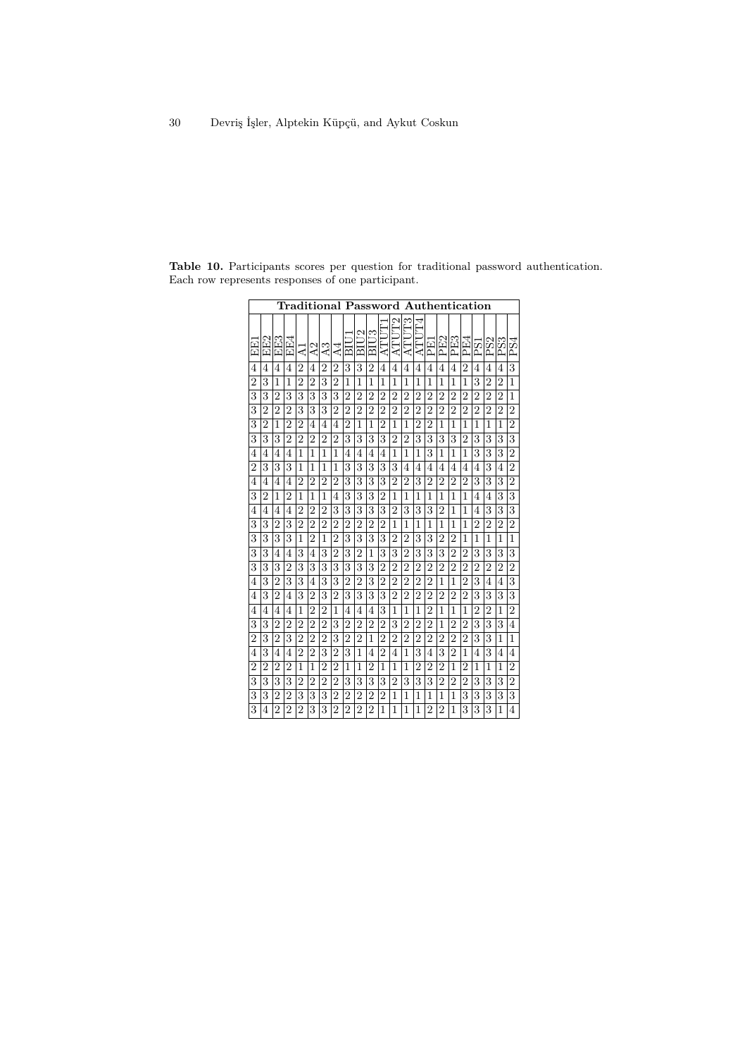**Table 10.** Participants scores per question for traditional password authentication. Each row represents responses of one participant.

| **Traditional Password Authentication** | | | | | | | | | | | | | | | | | | | | | | | |
|---|---|---|---|---|---|---|---|---|---|---|---|---|---|---|---|---|---|---|---|---|---|---|---|
| EE1 | EE2 | EE3 | EE4 | A1 | A2 | A3 | A4 | BIU1 | BIU2 | BIU3 | ATUT1 | ATUT2 | ATUT3 | ATUT4 | PE1 | PE2 | PE3 | PE4 | PS1 | PS2 | PS3 | PS4 |
| 4 | 4 | 4 | 4 | 2 | 4 | 2 | 2 | 3 | 3 | 2 | 4 | 4 | 4 | 4 | 4 | 4 | 4 | 2 | 4 | 4 | 4 | 3 |
| 2 | 3 | 1 | 1 | 2 | 2 | 3 | 2 | 1 | 1 | 1 | 1 | 1 | 1 | 1 | 1 | 1 | 1 | 1 | 3 | 2 | 2 | 1 |
| 3 | 3 | 2 | 3 | 3 | 3 | 3 | 3 | 2 | 2 | 2 | 2 | 2 | 2 | 2 | 2 | 2 | 2 | 2 | 2 | 2 | 2 | 1 |
| 3 | 2 | 2 | 2 | 3 | 3 | 3 | 2 | 2 | 2 | 2 | 2 | 2 | 2 | 2 | 2 | 2 | 2 | 2 | 2 | 2 | 2 | 2 |
| 3 | 2 | 1 | 2 | 2 | 4 | 4 | 4 | 2 | 1 | 1 | 2 | 1 | 1 | 2 | 2 | 1 | 1 | 1 | 1 | 1 | 1 | 2 |
| 3 | 3 | 3 | 2 | 2 | 2 | 2 | 2 | 3 | 3 | 3 | 3 | 2 | 2 | 3 | 3 | 3 | 3 | 2 | 3 | 3 | 3 | 3 |
| 4 | 4 | 4 | 4 | 1 | 1 | 1 | 1 | 4 | 4 | 4 | 4 | 1 | 1 | 1 | 3 | 1 | 1 | 1 | 3 | 3 | 3 | 2 |
| 2 | 3 | 3 | 3 | 1 | 1 | 1 | 1 | 3 | 3 | 3 | 3 | 3 | 4 | 4 | 4 | 4 | 4 | 4 | 4 | 3 | 4 | 2 |
| 4 | 4 | 4 | 4 | 2 | 2 | 2 | 2 | 3 | 3 | 3 | 3 | 2 | 2 | 3 | 2 | 2 | 2 | 2 | 3 | 3 | 3 | 2 |
| 3 | 2 | 1 | 2 | 1 | 1 | 1 | 4 | 3 | 3 | 3 | 2 | 1 | 1 | 1 | 1 | 1 | 1 | 1 | 4 | 4 | 3 | 3 |
| 4 | 4 | 4 | 4 | 2 | 2 | 2 | 3 | 3 | 3 | 3 | 3 | 2 | 3 | 3 | 3 | 2 | 1 | 1 | 4 | 3 | 3 | 3 |
| 3 | 3 | 2 | 3 | 2 | 2 | 2 | 2 | 2 | 2 | 2 | 2 | 1 | 1 | 1 | 1 | 1 | 1 | 1 | 2 | 2 | 2 | 2 |
| 3 | 3 | 3 | 3 | 1 | 2 | 1 | 2 | 3 | 3 | 3 | 3 | 2 | 2 | 3 | 3 | 2 | 2 | 1 | 1 | 1 | 1 | 1 |
| 3 | 3 | 4 | 4 | 3 | 4 | 3 | 2 | 3 | 2 | 1 | 3 | 3 | 2 | 3 | 3 | 3 | 2 | 2 | 3 | 3 | 3 | 3 |
| 3 | 3 | 3 | 2 | 3 | 3 | 3 | 3 | 3 | 3 | 3 | 2 | 2 | 2 | 2 | 2 | 2 | 2 | 2 | 2 | 2 | 2 | 2 |
| 4 | 3 | 2 | 3 | 3 | 4 | 3 | 3 | 2 | 2 | 3 | 2 | 2 | 2 | 2 | 2 | 1 | 1 | 2 | 3 | 4 | 4 | 3 |
| 4 | 3 | 2 | 4 | 3 | 2 | 3 | 2 | 3 | 3 | 3 | 3 | 2 | 2 | 2 | 2 | 2 | 2 | 2 | 3 | 3 | 3 | 3 |
| 4 | 4 | 4 | 4 | 1 | 2 | 2 | 1 | 4 | 4 | 4 | 3 | 1 | 1 | 1 | 2 | 1 | 1 | 1 | 2 | 2 | 1 | 2 |
| 3 | 3 | 2 | 2 | 2 | 2 | 2 | 3 | 2 | 2 | 2 | 2 | 3 | 2 | 2 | 2 | 1 | 2 | 2 | 3 | 3 | 3 | 4 |
| 2 | 3 | 2 | 3 | 2 | 2 | 2 | 3 | 2 | 2 | 1 | 2 | 2 | 2 | 2 | 2 | 2 | 2 | 2 | 3 | 3 | 1 | 1 |
| 4 | 3 | 4 | 4 | 2 | 2 | 3 | 2 | 3 | 1 | 4 | 2 | 4 | 1 | 3 | 4 | 3 | 2 | 1 | 4 | 3 | 4 | 4 |
| 2 | 2 | 2 | 2 | 1 | 1 | 2 | 2 | 1 | 1 | 2 | 1 | 1 | 1 | 2 | 2 | 2 | 1 | 2 | 1 | 1 | 1 | 2 |
| 3 | 3 | 3 | 3 | 2 | 2 | 2 | 2 | 3 | 3 | 3 | 3 | 2 | 3 | 3 | 3 | 2 | 2 | 2 | 3 | 3 | 3 | 2 |
| 3 | 3 | 2 | 2 | 3 | 3 | 3 | 2 | 2 | 2 | 2 | 2 | 1 | 1 | 1 | 1 | 1 | 1 | 3 | 3 | 3 | 3 | 3 |
| 3 | 4 | 2 | 2 | 2 | 3 | 3 | 2 | 2 | 2 | 2 | 1 | 1 | 1 | 1 | 2 | 2 | 1 | 3 | 3 | 3 | 1 | 4 |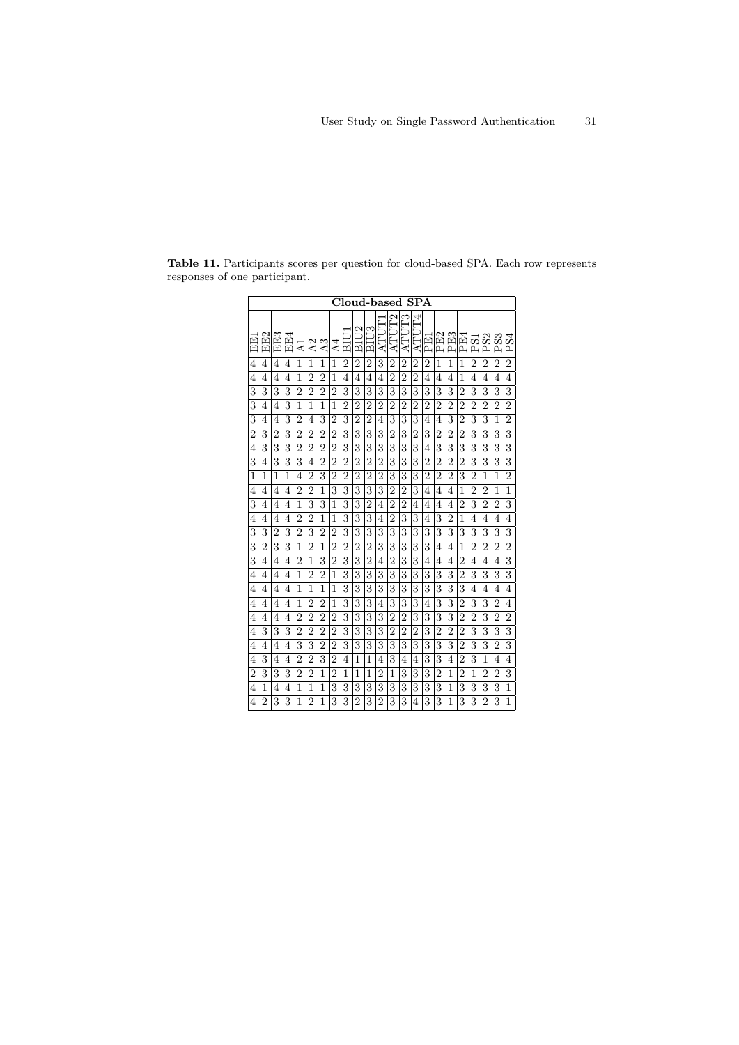**Table 11.** Participants scores per question for cloud-based SPA. Each row represents responses of one participant.

| Cloud-based SPA | | | | | | | | | | | | | | | | | | | | | | |
|---|---|---|---|---|---|---|---|---|---|---|---|---|---|---|---|---|---|---|---|---|---|---|
| EE1 | EE2 | EE3 | EE4 | A1 | A2 | A3 | A4 | BIU1 | BIU2 | BIU3 | ATUT1 | ATUT2 | ATUT3 | ATUT4 | PE1 | PE2 | PE3 | PE4 | PS1 | PS2 | PS3 | PS4 |
| 4 | 4 | 4 | 4 | 1 | 1 | 1 | 1 | 2 | 2 | 2 | 3 | 2 | 2 | 2 | 2 | 1 | 1 | 1 | 2 | 2 | 2 | 2 |
| 4 | 4 | 4 | 4 | 1 | 2 | 2 | 1 | 4 | 4 | 4 | 4 | 2 | 2 | 2 | 4 | 4 | 4 | 1 | 4 | 4 | 4 | 4 |
| 3 | 3 | 3 | 3 | 2 | 2 | 2 | 2 | 3 | 3 | 3 | 3 | 3 | 3 | 3 | 3 | 3 | 3 | 2 | 3 | 3 | 3 | 3 |
| 3 | 4 | 4 | 3 | 1 | 1 | 1 | 1 | 2 | 2 | 2 | 2 | 2 | 2 | 2 | 2 | 2 | 2 | 2 | 2 | 2 | 2 | 2 |
| 3 | 4 | 4 | 3 | 2 | 4 | 3 | 2 | 3 | 2 | 2 | 4 | 3 | 3 | 3 | 4 | 4 | 3 | 2 | 3 | 3 | 1 | 2 |
| 2 | 3 | 2 | 3 | 2 | 2 | 2 | 2 | 3 | 3 | 3 | 3 | 2 | 3 | 2 | 3 | 2 | 2 | 2 | 3 | 3 | 3 | 3 |
| 4 | 3 | 3 | 3 | 2 | 2 | 2 | 2 | 3 | 3 | 3 | 3 | 3 | 3 | 3 | 4 | 3 | 3 | 3 | 3 | 3 | 3 | 3 |
| 3 | 4 | 3 | 3 | 3 | 4 | 2 | 2 | 2 | 2 | 2 | 2 | 3 | 3 | 3 | 2 | 2 | 2 | 2 | 3 | 3 | 3 | 3 |
| 1 | 1 | 1 | 1 | 4 | 2 | 3 | 2 | 2 | 2 | 2 | 2 | 3 | 3 | 3 | 2 | 2 | 2 | 3 | 2 | 1 | 1 | 2 |
| 4 | 4 | 4 | 4 | 2 | 2 | 1 | 3 | 3 | 3 | 3 | 3 | 2 | 2 | 3 | 4 | 4 | 4 | 1 | 2 | 2 | 1 | 1 |
| 3 | 4 | 4 | 4 | 1 | 3 | 3 | 1 | 3 | 3 | 2 | 4 | 2 | 2 | 4 | 4 | 4 | 4 | 2 | 3 | 2 | 2 | 3 |
| 4 | 4 | 4 | 4 | 2 | 2 | 1 | 1 | 3 | 3 | 3 | 4 | 2 | 3 | 3 | 4 | 3 | 2 | 1 | 4 | 4 | 4 | 4 |
| 3 | 3 | 2 | 3 | 2 | 3 | 2 | 2 | 3 | 3 | 3 | 3 | 3 | 3 | 3 | 3 | 3 | 3 | 3 | 3 | 3 | 3 | 3 |
| 3 | 2 | 3 | 3 | 1 | 2 | 1 | 2 | 2 | 2 | 2 | 3 | 3 | 3 | 3 | 3 | 4 | 4 | 1 | 2 | 2 | 2 | 2 |
| 3 | 4 | 4 | 4 | 2 | 1 | 3 | 2 | 3 | 3 | 2 | 4 | 2 | 3 | 3 | 4 | 4 | 4 | 2 | 4 | 4 | 4 | 3 |
| 4 | 4 | 4 | 4 | 1 | 2 | 2 | 1 | 3 | 3 | 3 | 3 | 3 | 3 | 3 | 3 | 3 | 3 | 2 | 3 | 3 | 3 | 3 |
| 4 | 4 | 4 | 4 | 1 | 1 | 1 | 1 | 3 | 3 | 3 | 3 | 3 | 3 | 3 | 3 | 3 | 3 | 3 | 4 | 4 | 4 | 4 |
| 4 | 4 | 4 | 4 | 1 | 2 | 2 | 1 | 3 | 3 | 3 | 4 | 3 | 3 | 3 | 4 | 3 | 3 | 2 | 3 | 3 | 2 | 4 |
| 4 | 4 | 4 | 4 | 2 | 2 | 2 | 2 | 3 | 3 | 3 | 3 | 2 | 2 | 3 | 3 | 3 | 3 | 2 | 2 | 3 | 2 | 2 |
| 4 | 3 | 3 | 3 | 2 | 2 | 2 | 2 | 3 | 3 | 3 | 3 | 2 | 2 | 2 | 3 | 2 | 2 | 2 | 3 | 3 | 3 | 3 |
| 4 | 4 | 4 | 4 | 3 | 3 | 2 | 2 | 3 | 3 | 3 | 3 | 3 | 3 | 3 | 3 | 3 | 3 | 2 | 3 | 3 | 2 | 3 |
| 4 | 3 | 4 | 4 | 2 | 2 | 3 | 2 | 4 | 1 | 1 | 4 | 3 | 4 | 4 | 3 | 3 | 4 | 2 | 3 | 1 | 4 | 4 |
| 2 | 3 | 3 | 3 | 2 | 2 | 1 | 2 | 1 | 1 | 1 | 2 | 1 | 3 | 3 | 3 | 2 | 1 | 2 | 1 | 2 | 2 | 3 |
| 4 | 1 | 4 | 4 | 1 | 1 | 1 | 3 | 3 | 3 | 3 | 3 | 3 | 3 | 3 | 3 | 3 | 1 | 3 | 3 | 3 | 3 | 1 |
| 4 | 2 | 3 | 3 | 1 | 2 | 1 | 3 | 3 | 2 | 3 | 2 | 3 | 3 | 4 | 3 | 3 | 1 | 3 | 3 | 2 | 3 | 1 |